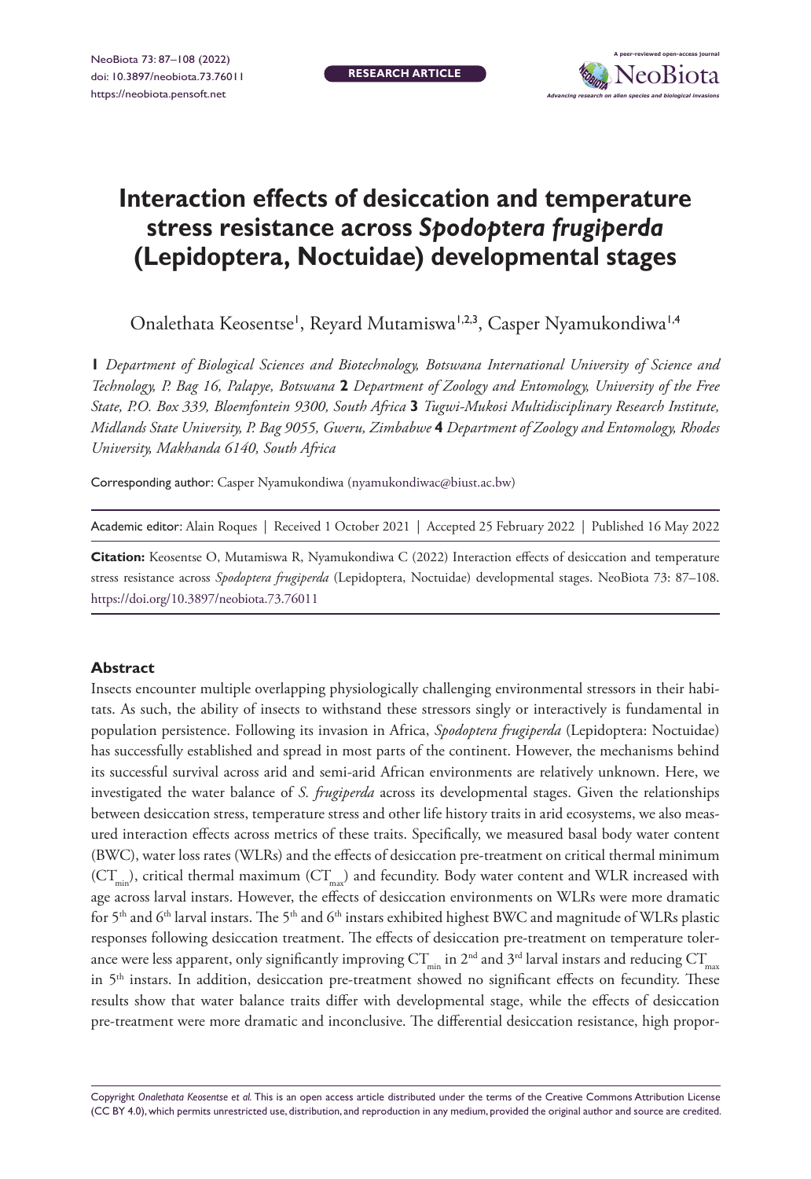# Interaction effects of desiccation and temperature stress resistance across *Spodoptera frugiperda* (Lepidoptera, Noctuidae) developmental stages

Onalethata Keosentse[1], Reyard Mutamiswa[1,2,3], Casper Nyamukondiwa[1,4]

**1** *Department of Biological Sciences and Biotechnology, Botswana International University of Science and Technology, P. Bag 16, Palapye, Botswana* **2** *Department of Zoology and Entomology, University of the Free State, P.O. Box 339, Bloemfontein 9300, South Africa* **3** *Tugwi-Mukosi Multidisciplinary Research Institute, Midlands State University, P. Bag 9055, Gweru, Zimbabwe* **4** *Department of Zoology and Entomology, Rhodes University, Makhanda 6140, South Africa*

Corresponding author: Casper Nyamukondiwa (nyamukondiwac@biust.ac.bw)

Academic editor: Alain Roques | Received 1 October 2021 | Accepted 25 February 2022 | Published 16 May 2022

**Citation:** Keosentse O, Mutamiswa R, Nyamukondiwa C (2022) Interaction effects of desiccation and temperature stress resistance across *Spodoptera frugiperda* (Lepidoptera, Noctuidae) developmental stages. NeoBiota 73: 87–108. https://doi.org/10.3897/neobiota.73.76011

## Abstract

Insects encounter multiple overlapping physiologically challenging environmental stressors in their habitats. As such, the ability of insects to withstand these stressors singly or interactively is fundamental in population persistence. Following its invasion in Africa, *Spodoptera frugiperda* (Lepidoptera: Noctuidae) has successfully established and spread in most parts of the continent. However, the mechanisms behind its successful survival across arid and semi-arid African environments are relatively unknown. Here, we investigated the water balance of *S. frugiperda* across its developmental stages. Given the relationships between desiccation stress, temperature stress and other life history traits in arid ecosystems, we also measured interaction effects across metrics of these traits. Specifically, we measured basal body water content (BWC), water loss rates (WLRs) and the effects of desiccation pre-treatment on critical thermal minimum ($CT_{min}$), critical thermal maximum ($CT_{max}$) and fecundity. Body water content and WLR increased with age across larval instars. However, the effects of desiccation environments on WLRs were more dramatic for 5[th] and 6[th] larval instars. The 5[th] and 6[th] instars exhibited highest BWC and magnitude of WLRs plastic responses following desiccation treatment. The effects of desiccation pre-treatment on temperature tolerance were less apparent, only significantly improving $CT_{min}$ in 2[nd] and 3[rd] larval instars and reducing $CT_{max}$ in 5[th] instars. In addition, desiccation pre-treatment showed no significant effects on fecundity. These results show that water balance traits differ with developmental stage, while the effects of desiccation pre-treatment were more dramatic and inconclusive. The differential desiccation resistance, high propor-

Copyright *Onalethata Keosentse et al.* This is an open access article distributed under the terms of the Creative Commons Attribution License (CC BY 4.0), which permits unrestricted use, distribution, and reproduction in any medium, provided the original author and source are credited.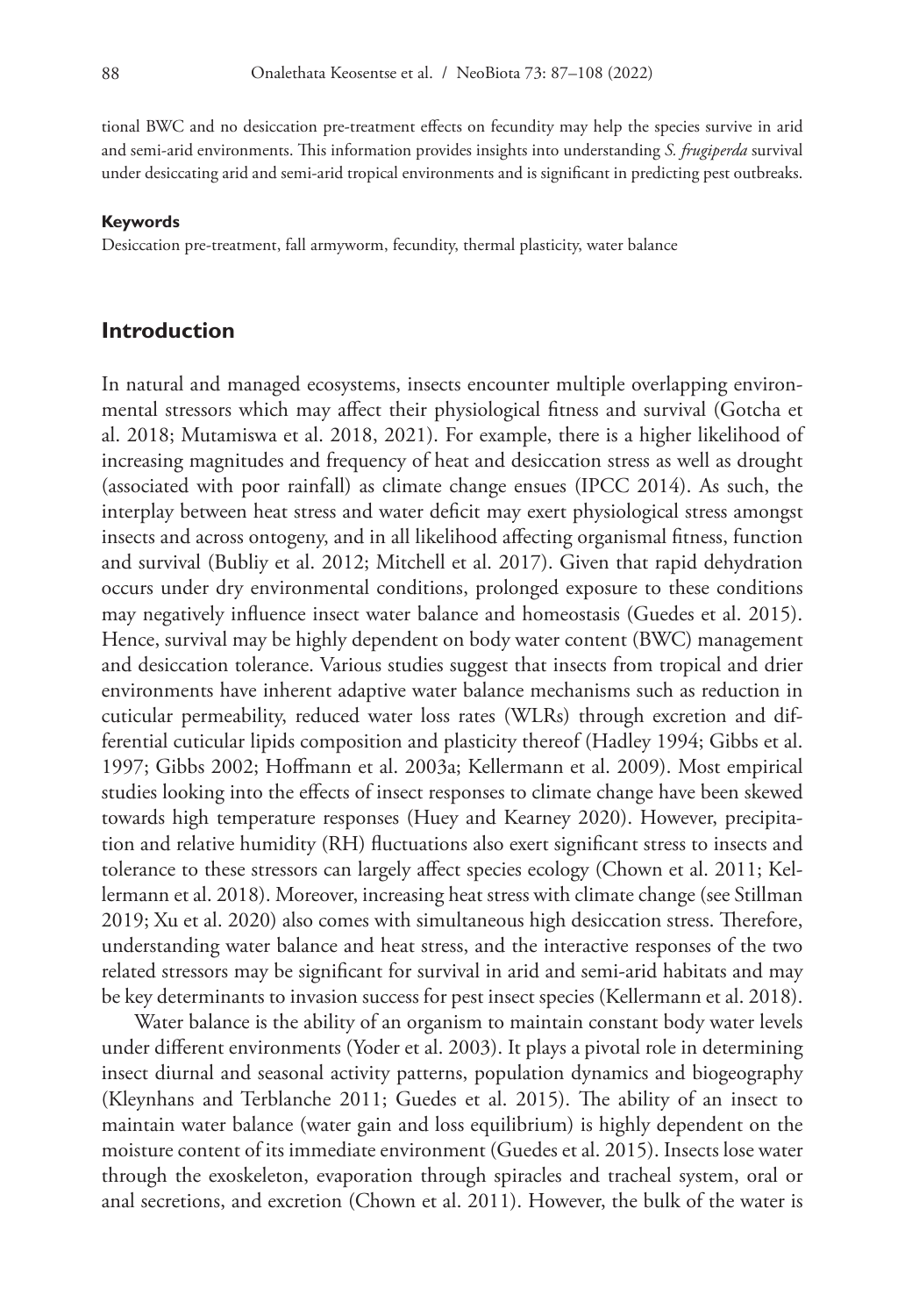tional BWC and no desiccation pre-treatment effects on fecundity may help the species survive in arid and semi-arid environments. This information provides insights into understanding *S. frugiperda* survival under desiccating arid and semi-arid tropical environments and is significant in predicting pest outbreaks.

#### Keywords

Desiccation pre-treatment, fall armyworm, fecundity, thermal plasticity, water balance

## Introduction

In natural and managed ecosystems, insects encounter multiple overlapping environmental stressors which may affect their physiological fitness and survival (Gotcha et al. 2018; Mutamiswa et al. 2018, 2021). For example, there is a higher likelihood of increasing magnitudes and frequency of heat and desiccation stress as well as drought (associated with poor rainfall) as climate change ensues (IPCC 2014). As such, the interplay between heat stress and water deficit may exert physiological stress amongst insects and across ontogeny, and in all likelihood affecting organismal fitness, function and survival (Bubliy et al. 2012; Mitchell et al. 2017). Given that rapid dehydration occurs under dry environmental conditions, prolonged exposure to these conditions may negatively influence insect water balance and homeostasis (Guedes et al. 2015). Hence, survival may be highly dependent on body water content (BWC) management and desiccation tolerance. Various studies suggest that insects from tropical and drier environments have inherent adaptive water balance mechanisms such as reduction in cuticular permeability, reduced water loss rates (WLRs) through excretion and differential cuticular lipids composition and plasticity thereof (Hadley 1994; Gibbs et al. 1997; Gibbs 2002; Hoffmann et al. 2003a; Kellermann et al. 2009). Most empirical studies looking into the effects of insect responses to climate change have been skewed towards high temperature responses (Huey and Kearney 2020). However, precipitation and relative humidity (RH) fluctuations also exert significant stress to insects and tolerance to these stressors can largely affect species ecology (Chown et al. 2011; Kellermann et al. 2018). Moreover, increasing heat stress with climate change (see Stillman 2019; Xu et al. 2020) also comes with simultaneous high desiccation stress. Therefore, understanding water balance and heat stress, and the interactive responses of the two related stressors may be significant for survival in arid and semi-arid habitats and may be key determinants to invasion success for pest insect species (Kellermann et al. 2018).

Water balance is the ability of an organism to maintain constant body water levels under different environments (Yoder et al. 2003). It plays a pivotal role in determining insect diurnal and seasonal activity patterns, population dynamics and biogeography (Kleynhans and Terblanche 2011; Guedes et al. 2015). The ability of an insect to maintain water balance (water gain and loss equilibrium) is highly dependent on the moisture content of its immediate environment (Guedes et al. 2015). Insects lose water through the exoskeleton, evaporation through spiracles and tracheal system, oral or anal secretions, and excretion (Chown et al. 2011). However, the bulk of the water is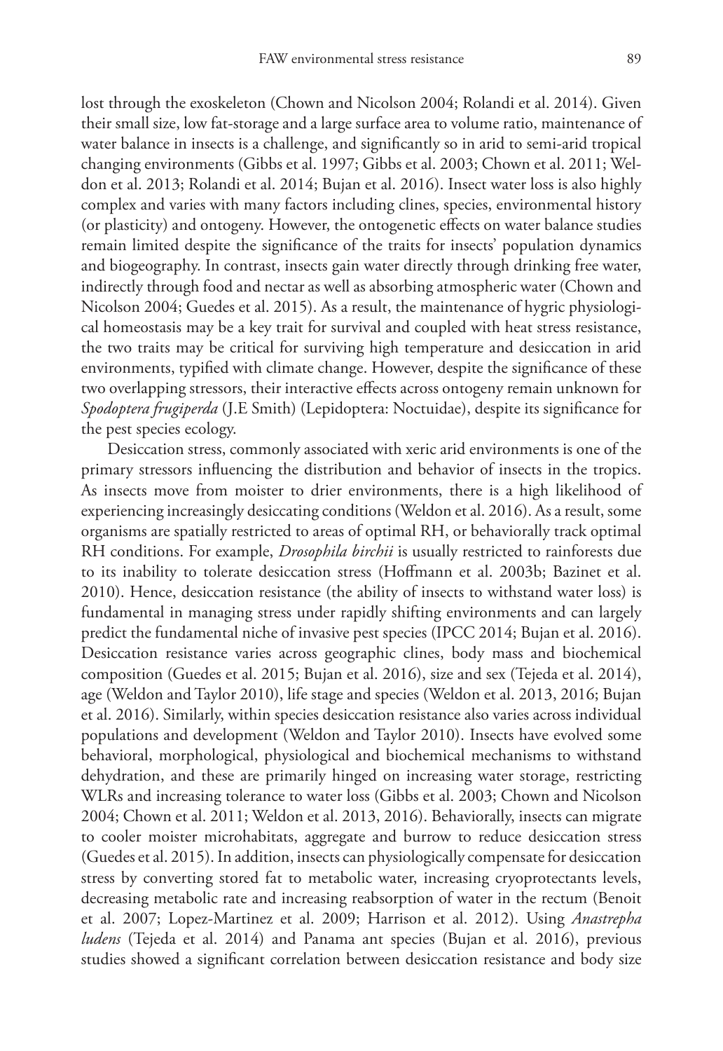lost through the exoskeleton (Chown and Nicolson 2004; Rolandi et al. 2014). Given their small size, low fat-storage and a large surface area to volume ratio, maintenance of water balance in insects is a challenge, and significantly so in arid to semi-arid tropical changing environments (Gibbs et al. 1997; Gibbs et al. 2003; Chown et al. 2011; Weldon et al. 2013; Rolandi et al. 2014; Bujan et al. 2016). Insect water loss is also highly complex and varies with many factors including clines, species, environmental history (or plasticity) and ontogeny. However, the ontogenetic effects on water balance studies remain limited despite the significance of the traits for insects' population dynamics and biogeography. In contrast, insects gain water directly through drinking free water, indirectly through food and nectar as well as absorbing atmospheric water (Chown and Nicolson 2004; Guedes et al. 2015). As a result, the maintenance of hygric physiological homeostasis may be a key trait for survival and coupled with heat stress resistance, the two traits may be critical for surviving high temperature and desiccation in arid environments, typified with climate change. However, despite the significance of these two overlapping stressors, their interactive effects across ontogeny remain unknown for *Spodoptera frugiperda* (J.E Smith) (Lepidoptera: Noctuidae), despite its significance for the pest species ecology.

Desiccation stress, commonly associated with xeric arid environments is one of the primary stressors influencing the distribution and behavior of insects in the tropics. As insects move from moister to drier environments, there is a high likelihood of experiencing increasingly desiccating conditions (Weldon et al. 2016). As a result, some organisms are spatially restricted to areas of optimal RH, or behaviorally track optimal RH conditions. For example, *Drosophila birchii* is usually restricted to rainforests due to its inability to tolerate desiccation stress (Hoffmann et al. 2003b; Bazinet et al. 2010). Hence, desiccation resistance (the ability of insects to withstand water loss) is fundamental in managing stress under rapidly shifting environments and can largely predict the fundamental niche of invasive pest species (IPCC 2014; Bujan et al. 2016). Desiccation resistance varies across geographic clines, body mass and biochemical composition (Guedes et al. 2015; Bujan et al. 2016), size and sex (Tejeda et al. 2014), age (Weldon and Taylor 2010), life stage and species (Weldon et al. 2013, 2016; Bujan et al. 2016). Similarly, within species desiccation resistance also varies across individual populations and development (Weldon and Taylor 2010). Insects have evolved some behavioral, morphological, physiological and biochemical mechanisms to withstand dehydration, and these are primarily hinged on increasing water storage, restricting WLRs and increasing tolerance to water loss (Gibbs et al. 2003; Chown and Nicolson 2004; Chown et al. 2011; Weldon et al. 2013, 2016). Behaviorally, insects can migrate to cooler moister microhabitats, aggregate and burrow to reduce desiccation stress (Guedes et al. 2015). In addition, insects can physiologically compensate for desiccation stress by converting stored fat to metabolic water, increasing cryoprotectants levels, decreasing metabolic rate and increasing reabsorption of water in the rectum (Benoit et al. 2007; Lopez-Martinez et al. 2009; Harrison et al. 2012). Using *Anastrepha ludens* (Tejeda et al. 2014) and Panama ant species (Bujan et al. 2016), previous studies showed a significant correlation between desiccation resistance and body size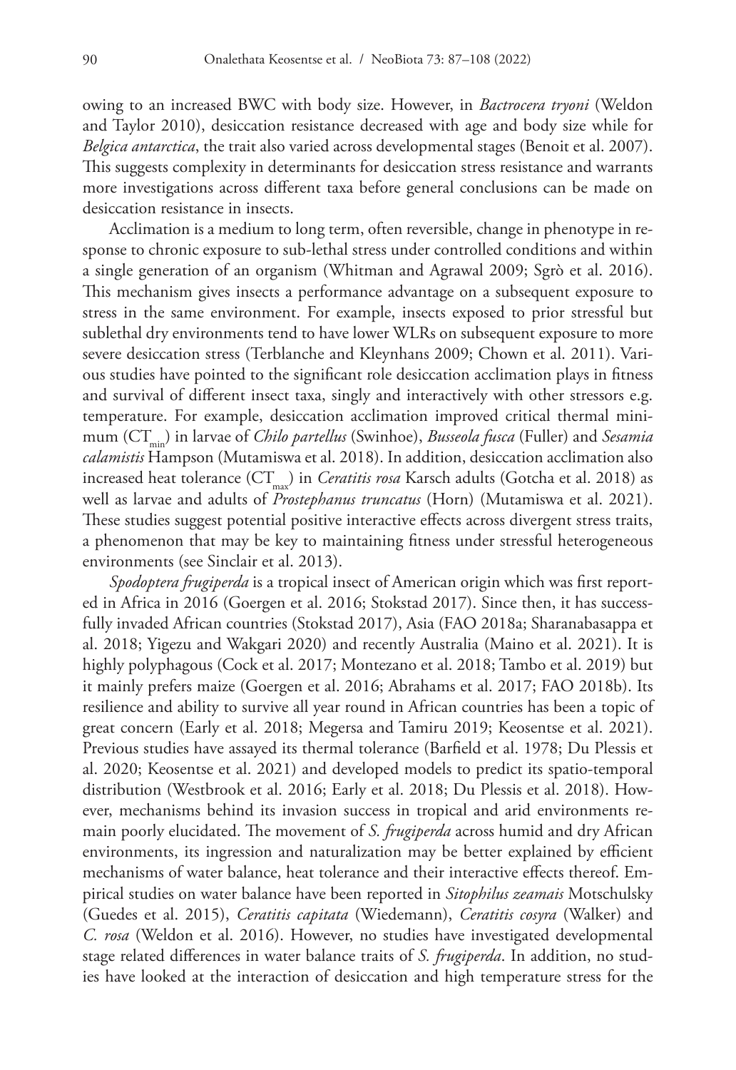owing to an increased BWC with body size. However, in *Bactrocera tryoni* (Weldon and Taylor 2010), desiccation resistance decreased with age and body size while for *Belgica antarctica*, the trait also varied across developmental stages (Benoit et al. 2007). This suggests complexity in determinants for desiccation stress resistance and warrants more investigations across different taxa before general conclusions can be made on desiccation resistance in insects.

Acclimation is a medium to long term, often reversible, change in phenotype in response to chronic exposure to sub-lethal stress under controlled conditions and within a single generation of an organism (Whitman and Agrawal 2009; Sgrò et al. 2016). This mechanism gives insects a performance advantage on a subsequent exposure to stress in the same environment. For example, insects exposed to prior stressful but sublethal dry environments tend to have lower WLRs on subsequent exposure to more severe desiccation stress (Terblanche and Kleynhans 2009; Chown et al. 2011). Various studies have pointed to the significant role desiccation acclimation plays in fitness and survival of different insect taxa, singly and interactively with other stressors e.g. temperature. For example, desiccation acclimation improved critical thermal minimum ($CT_{min}$) in larvae of *Chilo partellus* (Swinhoe), *Busseola fusca* (Fuller) and *Sesamia calamistis* Hampson (Mutamiswa et al. 2018). In addition, desiccation acclimation also increased heat tolerance ($CT_{max}$) in *Ceratitis rosa* Karsch adults (Gotcha et al. 2018) as well as larvae and adults of *Prostephanus truncatus* (Horn) (Mutamiswa et al. 2021). These studies suggest potential positive interactive effects across divergent stress traits, a phenomenon that may be key to maintaining fitness under stressful heterogeneous environments (see Sinclair et al. 2013).

*Spodoptera frugiperda* is a tropical insect of American origin which was first reported in Africa in 2016 (Goergen et al. 2016; Stokstad 2017). Since then, it has successfully invaded African countries (Stokstad 2017), Asia (FAO 2018a; Sharanabasappa et al. 2018; Yigezu and Wakgari 2020) and recently Australia (Maino et al. 2021). It is highly polyphagous (Cock et al. 2017; Montezano et al. 2018; Tambo et al. 2019) but it mainly prefers maize (Goergen et al. 2016; Abrahams et al. 2017; FAO 2018b). Its resilience and ability to survive all year round in African countries has been a topic of great concern (Early et al. 2018; Megersa and Tamiru 2019; Keosentse et al. 2021). Previous studies have assayed its thermal tolerance (Barfield et al. 1978; Du Plessis et al. 2020; Keosentse et al. 2021) and developed models to predict its spatio-temporal distribution (Westbrook et al. 2016; Early et al. 2018; Du Plessis et al. 2018). However, mechanisms behind its invasion success in tropical and arid environments remain poorly elucidated. The movement of *S. frugiperda* across humid and dry African environments, its ingression and naturalization may be better explained by efficient mechanisms of water balance, heat tolerance and their interactive effects thereof. Empirical studies on water balance have been reported in *Sitophilus zeamais* Motschulsky (Guedes et al. 2015), *Ceratitis capitata* (Wiedemann), *Ceratitis cosyra* (Walker) and *C. rosa* (Weldon et al. 2016). However, no studies have investigated developmental stage related differences in water balance traits of *S. frugiperda*. In addition, no studies have looked at the interaction of desiccation and high temperature stress for the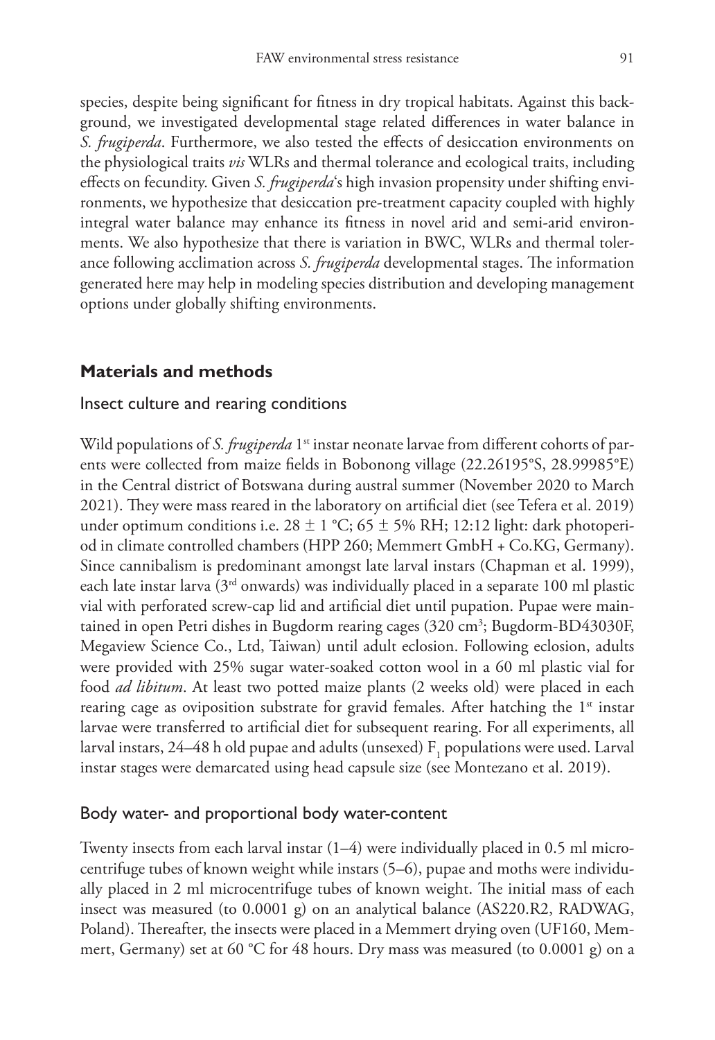species, despite being significant for fitness in dry tropical habitats. Against this background, we investigated developmental stage related differences in water balance in *S. frugiperda*. Furthermore, we also tested the effects of desiccation environments on the physiological traits *vis* WLRs and thermal tolerance and ecological traits, including effects on fecundity. Given *S. frugiperda*'s high invasion propensity under shifting environments, we hypothesize that desiccation pre-treatment capacity coupled with highly integral water balance may enhance its fitness in novel arid and semi-arid environments. We also hypothesize that there is variation in BWC, WLRs and thermal tolerance following acclimation across *S. frugiperda* developmental stages. The information generated here may help in modeling species distribution and developing management options under globally shifting environments.

## Materials and methods

### Insect culture and rearing conditions

Wild populations of *S. frugiperda* 1st instar neonate larvae from different cohorts of parents were collected from maize fields in Bobonong village (22.26195°S, 28.99985°E) in the Central district of Botswana during austral summer (November 2020 to March 2021). They were mass reared in the laboratory on artificial diet (see Tefera et al. 2019) under optimum conditions i.e. 28 ± 1 °C; 65 ± 5% RH; 12:12 light: dark photoperiod in climate controlled chambers (HPP 260; Memmert GmbH + Co.KG, Germany). Since cannibalism is predominant amongst late larval instars (Chapman et al. 1999), each late instar larva (3rd onwards) was individually placed in a separate 100 ml plastic vial with perforated screw-cap lid and artificial diet until pupation. Pupae were maintained in open Petri dishes in Bugdorm rearing cages (320 $cm^3$; Bugdorm-BD43030F, Megaview Science Co., Ltd, Taiwan) until adult eclosion. Following eclosion, adults were provided with 25% sugar water-soaked cotton wool in a 60 ml plastic vial for food *ad libitum*. At least two potted maize plants (2 weeks old) were placed in each rearing cage as oviposition substrate for gravid females. After hatching the 1st instar larvae were transferred to artificial diet for subsequent rearing. For all experiments, all larval instars, 24–48 h old pupae and adults (unsexed) $F_1$ populations were used. Larval instar stages were demarcated using head capsule size (see Montezano et al. 2019).

### Body water- and proportional body water-content

Twenty insects from each larval instar (1–4) were individually placed in 0.5 ml microcentrifuge tubes of known weight while instars (5–6), pupae and moths were individually placed in 2 ml microcentrifuge tubes of known weight. The initial mass of each insect was measured (to 0.0001 g) on an analytical balance (AS220.R2, RADWAG, Poland). Thereafter, the insects were placed in a Memmert drying oven (UF160, Memmert, Germany) set at 60 °C for 48 hours. Dry mass was measured (to 0.0001 g) on a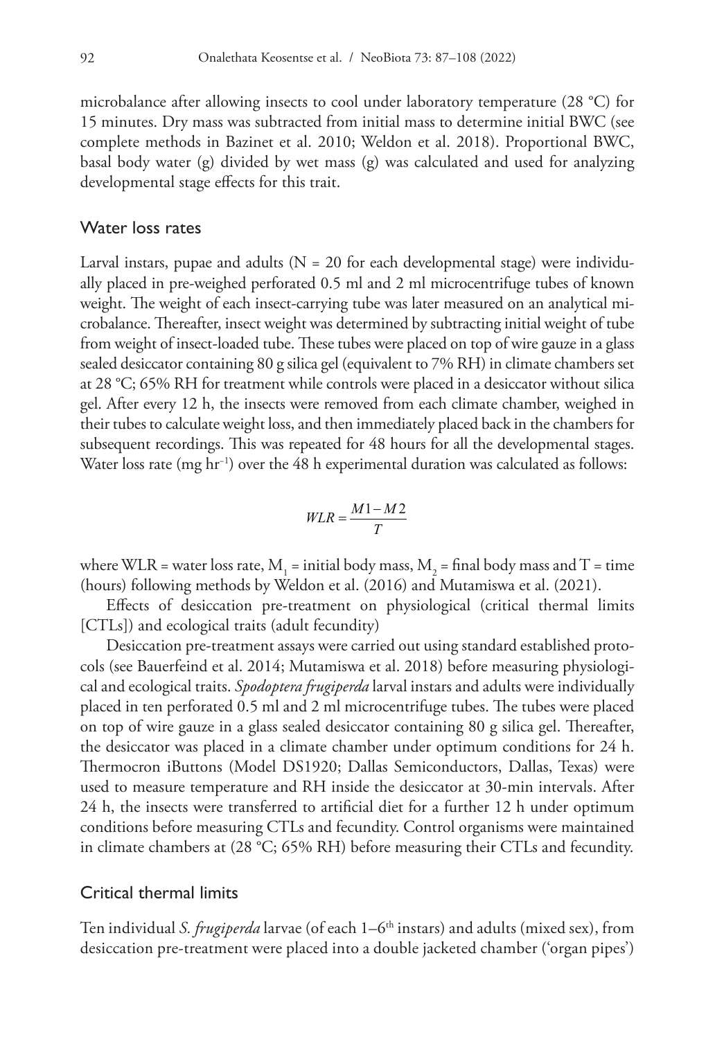microbalance after allowing insects to cool under laboratory temperature (28 °C) for 15 minutes. Dry mass was subtracted from initial mass to determine initial BWC (see complete methods in Bazinet et al. 2010; Weldon et al. 2018). Proportional BWC, basal body water (g) divided by wet mass (g) was calculated and used for analyzing developmental stage effects for this trait.

## Water loss rates

Larval instars, pupae and adults (N = 20 for each developmental stage) were individually placed in pre-weighed perforated 0.5 ml and 2 ml microcentrifuge tubes of known weight. The weight of each insect-carrying tube was later measured on an analytical microbalance. Thereafter, insect weight was determined by subtracting initial weight of tube from weight of insect-loaded tube. These tubes were placed on top of wire gauze in a glass sealed desiccator containing 80 g silica gel (equivalent to 7% RH) in climate chambers set at 28 °C; 65% RH for treatment while controls were placed in a desiccator without silica gel. After every 12 h, the insects were removed from each climate chamber, weighed in their tubes to calculate weight loss, and then immediately placed back in the chambers for subsequent recordings. This was repeated for 48 hours for all the developmental stages. Water loss rate (mg $hr^{-1}$) over the 48 h experimental duration was calculated as follows:

$$WLR = \frac{M1 - M2}{T}$$

where WLR = water loss rate, $M_1$ = initial body mass, $M_2$ = final body mass and T = time (hours) following methods by Weldon et al. (2016) and Mutamiswa et al. (2021).

Effects of desiccation pre-treatment on physiological (critical thermal limits [CTLs]) and ecological traits (adult fecundity)

Desiccation pre-treatment assays were carried out using standard established protocols (see Bauerfeind et al. 2014; Mutamiswa et al. 2018) before measuring physiological and ecological traits. *Spodoptera frugiperda* larval instars and adults were individually placed in ten perforated 0.5 ml and 2 ml microcentrifuge tubes. The tubes were placed on top of wire gauze in a glass sealed desiccator containing 80 g silica gel. Thereafter, the desiccator was placed in a climate chamber under optimum conditions for 24 h. Thermocron iButtons (Model DS1920; Dallas Semiconductors, Dallas, Texas) were used to measure temperature and RH inside the desiccator at 30-min intervals. After 24 h, the insects were transferred to artificial diet for a further 12 h under optimum conditions before measuring CTLs and fecundity. Control organisms were maintained in climate chambers at (28 °C; 65% RH) before measuring their CTLs and fecundity.

## Critical thermal limits

Ten individual *S. frugiperda* larvae (of each 1–6$^{th}$ instars) and adults (mixed sex), from desiccation pre-treatment were placed into a double jacketed chamber ('organ pipes')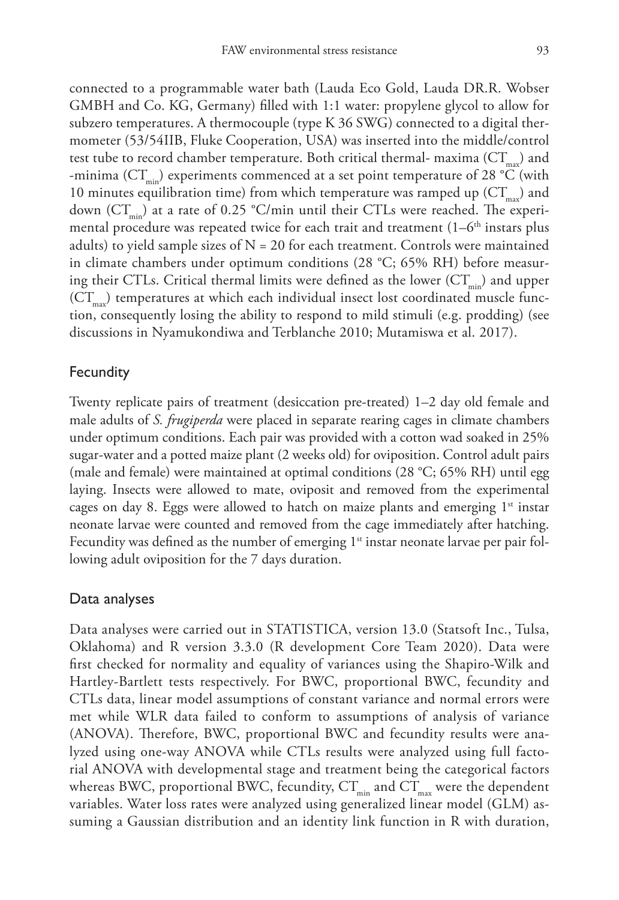connected to a programmable water bath (Lauda Eco Gold, Lauda DR.R. Wobser GMBH and Co. KG, Germany) filled with 1:1 water: propylene glycol to allow for subzero temperatures. A thermocouple (type K 36 SWG) connected to a digital thermometer (53/54IIB, Fluke Cooperation, USA) was inserted into the middle/control test tube to record chamber temperature. Both critical thermal- maxima ($CT_{max}$) and -minima ($CT_{min}$) experiments commenced at a set point temperature of 28 °C (with 10 minutes equilibration time) from which temperature was ramped up ($CT_{max}$) and down ($CT_{min}$) at a rate of 0.25 °C/min until their CTLs were reached. The experimental procedure was repeated twice for each trait and treatment (1–6$^{th}$ instars plus adults) to yield sample sizes of N = 20 for each treatment. Controls were maintained in climate chambers under optimum conditions (28 °C; 65% RH) before measuring their CTLs. Critical thermal limits were defined as the lower ($CT_{min}$) and upper ($CT_{max}$) temperatures at which each individual insect lost coordinated muscle function, consequently losing the ability to respond to mild stimuli (e.g. prodding) (see discussions in Nyamukondiwa and Terblanche 2010; Mutamiswa et al. 2017).

## Fecundity

Twenty replicate pairs of treatment (desiccation pre-treated) 1–2 day old female and male adults of *S. frugiperda* were placed in separate rearing cages in climate chambers under optimum conditions. Each pair was provided with a cotton wad soaked in 25% sugar-water and a potted maize plant (2 weeks old) for oviposition. Control adult pairs (male and female) were maintained at optimal conditions (28 °C; 65% RH) until egg laying. Insects were allowed to mate, oviposit and removed from the experimental cages on day 8. Eggs were allowed to hatch on maize plants and emerging 1$^{st}$ instar neonate larvae were counted and removed from the cage immediately after hatching. Fecundity was defined as the number of emerging 1$^{st}$ instar neonate larvae per pair following adult oviposition for the 7 days duration.

## Data analyses

Data analyses were carried out in STATISTICA, version 13.0 (Statsoft Inc., Tulsa, Oklahoma) and R version 3.3.0 (R development Core Team 2020). Data were first checked for normality and equality of variances using the Shapiro-Wilk and Hartley-Bartlett tests respectively. For BWC, proportional BWC, fecundity and CTLs data, linear model assumptions of constant variance and normal errors were met while WLR data failed to conform to assumptions of analysis of variance (ANOVA). Therefore, BWC, proportional BWC and fecundity results were analyzed using one-way ANOVA while CTLs results were analyzed using full factorial ANOVA with developmental stage and treatment being the categorical factors whereas BWC, proportional BWC, fecundity, $CT_{min}$ and $CT_{max}$ were the dependent variables. Water loss rates were analyzed using generalized linear model (GLM) assuming a Gaussian distribution and an identity link function in R with duration,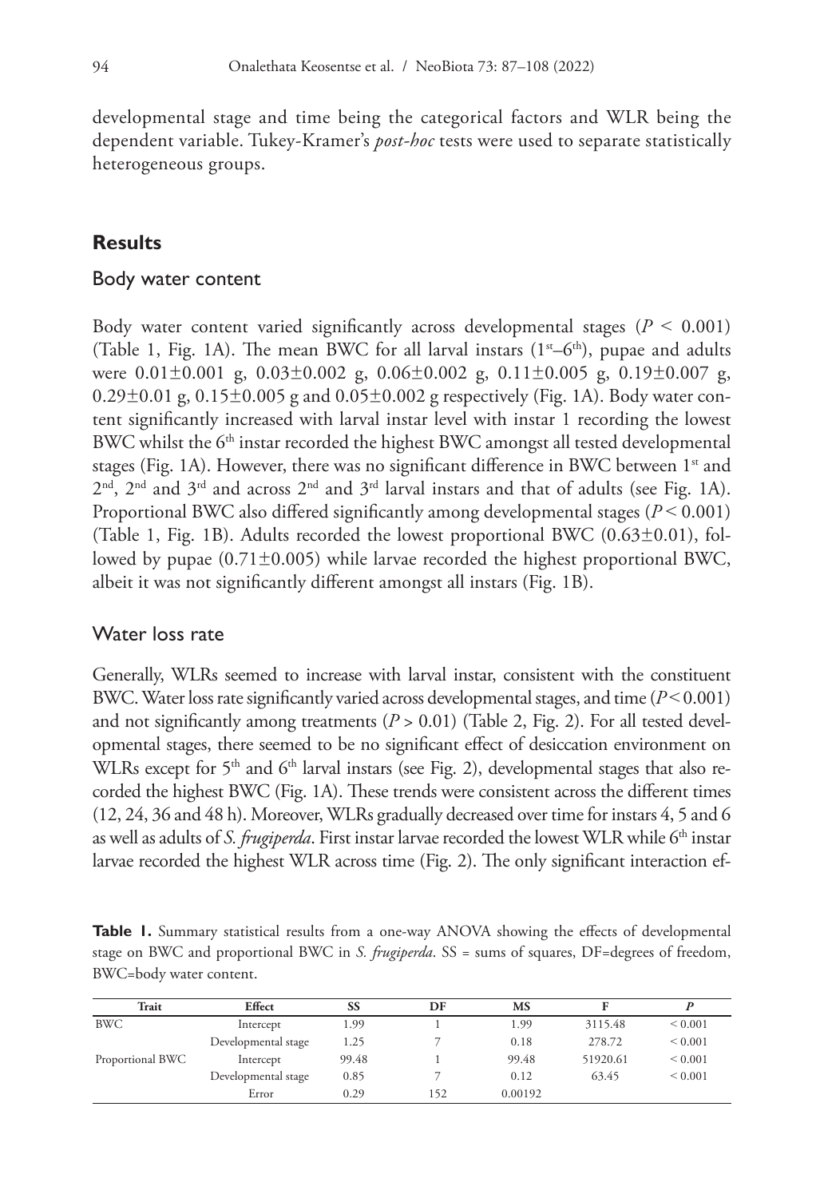developmental stage and time being the categorical factors and WLR being the dependent variable. Tukey-Kramer's *post-hoc* tests were used to separate statistically heterogeneous groups.

## Results

### Body water content

Body water content varied significantly across developmental stages ($P < 0.001$) (Table 1, Fig. 1A). The mean BWC for all larval instars ($1^{st}$–$6^{th}$), pupae and adults were 0.01±0.001 g, 0.03±0.002 g, 0.06±0.002 g, 0.11±0.005 g, 0.19±0.007 g, 0.29±0.01 g, 0.15±0.005 g and 0.05±0.002 g respectively (Fig. 1A). Body water content significantly increased with larval instar level with instar 1 recording the lowest BWC whilst the $6^{th}$ instar recorded the highest BWC amongst all tested developmental stages (Fig. 1A). However, there was no significant difference in BWC between $1^{st}$ and $2^{nd}$, $2^{nd}$ and $3^{rd}$ and across $2^{nd}$ and $3^{rd}$ larval instars and that of adults (see Fig. 1A). Proportional BWC also differed significantly among developmental stages ($P < 0.001$) (Table 1, Fig. 1B). Adults recorded the lowest proportional BWC (0.63±0.01), followed by pupae (0.71±0.005) while larvae recorded the highest proportional BWC, albeit it was not significantly different amongst all instars (Fig. 1B).

### Water loss rate

Generally, WLRs seemed to increase with larval instar, consistent with the constituent BWC. Water loss rate significantly varied across developmental stages, and time ($P < 0.001$) and not significantly among treatments ($P > 0.01$) (Table 2, Fig. 2). For all tested developmental stages, there seemed to be no significant effect of desiccation environment on WLRs except for $5^{th}$ and $6^{th}$ larval instars (see Fig. 2), developmental stages that also recorded the highest BWC (Fig. 1A). These trends were consistent across the different times (12, 24, 36 and 48 h). Moreover, WLRs gradually decreased over time for instars 4, 5 and 6 as well as adults of *S. frugiperda*. First instar larvae recorded the lowest WLR while $6^{th}$ instar larvae recorded the highest WLR across time (Fig. 2). The only significant interaction ef-

**Table 1.** Summary statistical results from a one-way ANOVA showing the effects of developmental stage on BWC and proportional BWC in *S. frugiperda*. SS = sums of squares, DF=degrees of freedom, BWC=body water content.

| Trait | Effect | SS | DF | MS | F | *P* |
|---|---|---|---|---|---|---|
| BWC | Intercept | 1.99 | 1 | 1.99 | 3115.48 | < 0.001 |
| | Developmental stage | 1.25 | 7 | 0.18 | 278.72 | < 0.001 |
| Proportional BWC | Intercept | 99.48 | 1 | 99.48 | 51920.61 | < 0.001 |
| | Developmental stage | 0.85 | 7 | 0.12 | 63.45 | < 0.001 |
| | Error | 0.29 | 152 | 0.00192 | | |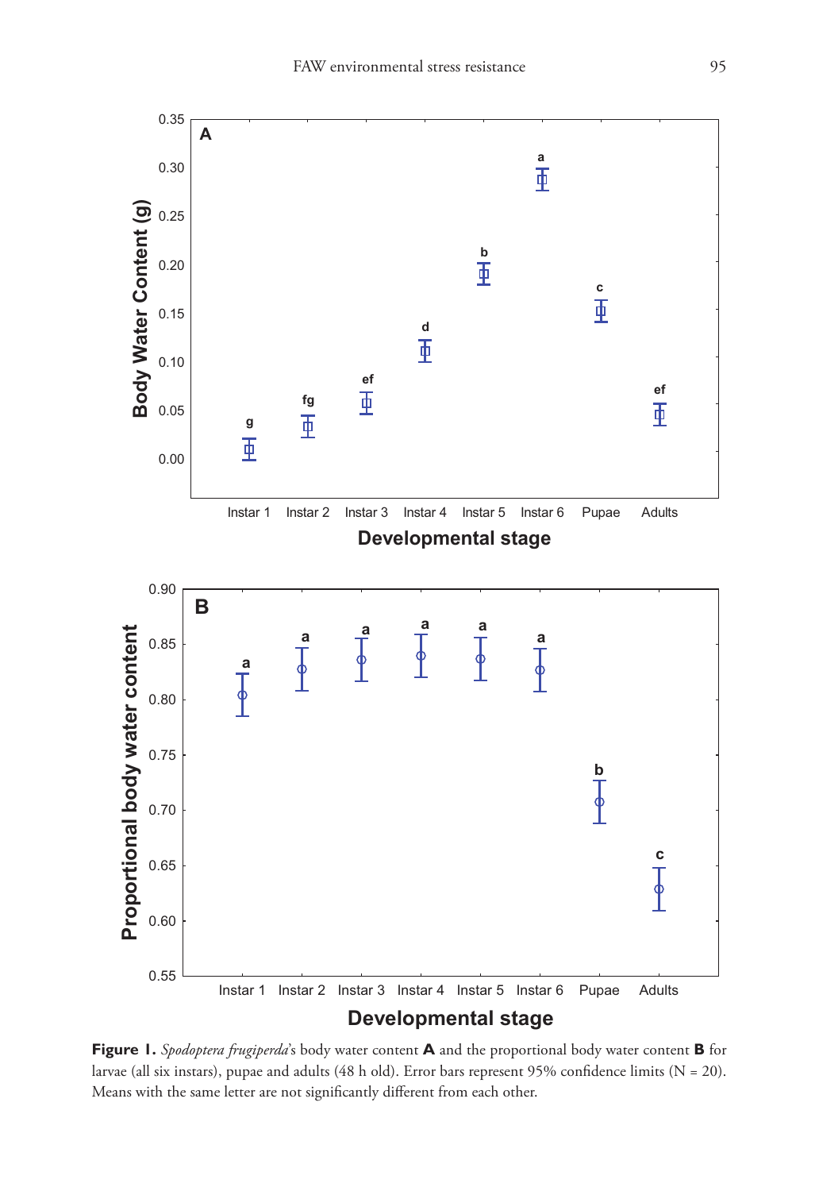**Figure 1.** *Spodoptera frugiperda*'s body water content **A** and the proportional body water content **B** for larvae (all six instars), pupae and adults (48 h old). Error bars represent 95% confidence limits (N = 20). Means with the same letter are not significantly different from each other.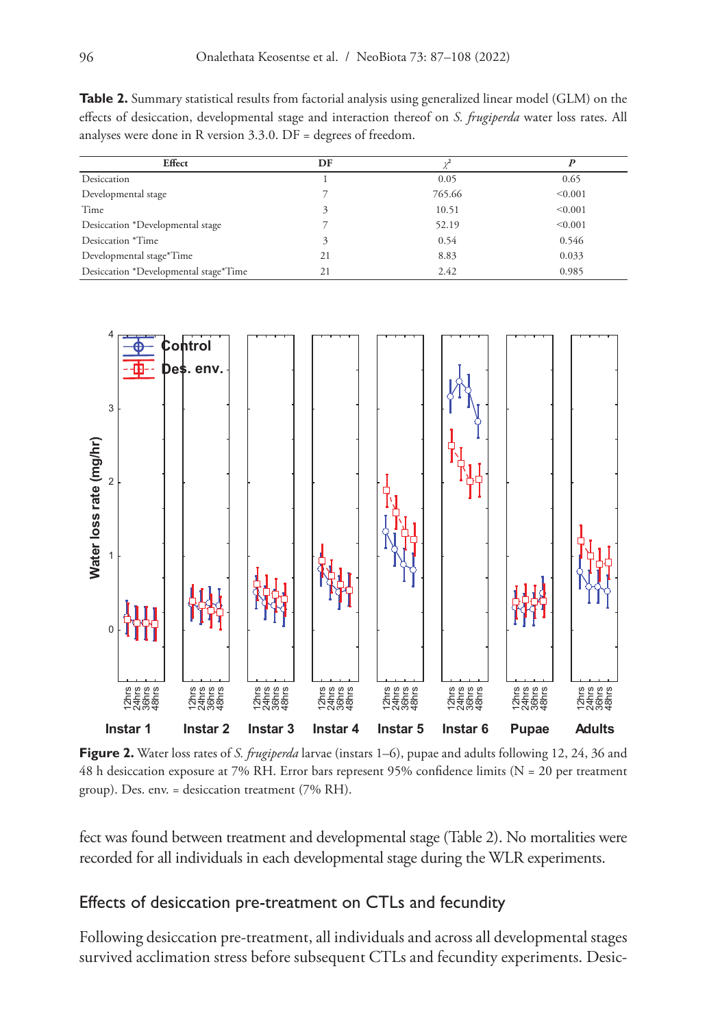**Table 2.** Summary statistical results from factorial analysis using generalized linear model (GLM) on the effects of desiccation, developmental stage and interaction thereof on *S. frugiperda* water loss rates. All analyses were done in R version 3.3.0. DF = degrees of freedom.

| Effect | DF | $\chi^2$ | *P* |
|---|---|---|---|
| Desiccation | 1 | 0.05 | 0.65 |
| Developmental stage | 7 | 765.66 | <0.001 |
| Time | 3 | 10.51 | <0.001 |
| Desiccation *Developmental stage | 7 | 52.19 | <0.001 |
| Desiccation *Time | 3 | 0.54 | 0.546 |
| Developmental stage*Time | 21 | 8.83 | 0.033 |
| Desiccation *Developmental stage*Time | 21 | 2.42 | 0.985 |

**Figure 2.** Water loss rates of *S. frugiperda* larvae (instars 1–6), pupae and adults following 12, 24, 36 and 48 h desiccation exposure at 7% RH. Error bars represent 95% confidence limits (N = 20 per treatment group). Des. env. = desiccation treatment (7% RH).

fect was found between treatment and developmental stage (Table 2). No mortalities were recorded for all individuals in each developmental stage during the WLR experiments.

## Effects of desiccation pre-treatment on CTLs and fecundity

Following desiccation pre-treatment, all individuals and across all developmental stages survived acclimation stress before subsequent CTLs and fecundity experiments. Desic-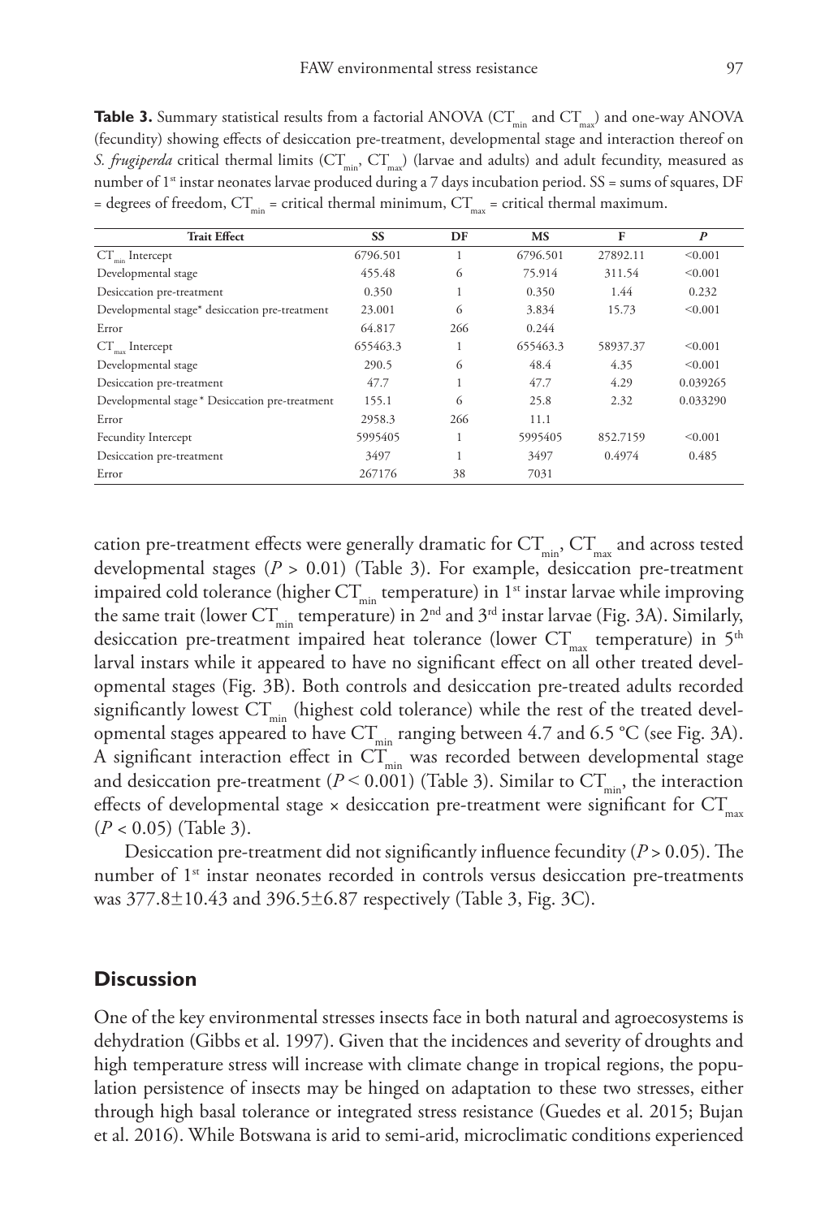**Table 3.** Summary statistical results from a factorial ANOVA ($CT_{min}$ and $CT_{max}$) and one-way ANOVA (fecundity) showing effects of desiccation pre-treatment, developmental stage and interaction thereof on *S. frugiperda* critical thermal limits ($CT_{min}$, $CT_{max}$) (larvae and adults) and adult fecundity, measured as number of 1st instar neonates larvae produced during a 7 days incubation period. SS = sums of squares, DF = degrees of freedom, $CT_{min}$ = critical thermal minimum, $CT_{max}$ = critical thermal maximum.

| Trait Effect | SS | DF | MS | F | *P* |
|---|---|---|---|---|---|
| $CT_{min}$ Intercept | 6796.501 | 1 | 6796.501 | 27892.11 | <0.001 |
| Developmental stage | 455.48 | 6 | 75.914 | 311.54 | <0.001 |
| Desiccation pre-treatment | 0.350 | 1 | 0.350 | 1.44 | 0.232 |
| Developmental stage* desiccation pre-treatment | 23.001 | 6 | 3.834 | 15.73 | <0.001 |
| Error | 64.817 | 266 | 0.244 | | |
| $CT_{max}$ Intercept | 655463.3 | 1 | 655463.3 | 58937.37 | <0.001 |
| Developmental stage | 290.5 | 6 | 48.4 | 4.35 | <0.001 |
| Desiccation pre-treatment | 47.7 | 1 | 47.7 | 4.29 | 0.039265 |
| Developmental stage * Desiccation pre-treatment | 155.1 | 6 | 25.8 | 2.32 | 0.033290 |
| Error | 2958.3 | 266 | 11.1 | | |
| Fecundity Intercept | 5995405 | 1 | 5995405 | 852.7159 | <0.001 |
| Desiccation pre-treatment | 3497 | 1 | 3497 | 0.4974 | 0.485 |
| Error | 267176 | 38 | 7031 | | |

cation pre-treatment effects were generally dramatic for $CT_{min}$, $CT_{max}$ and across tested developmental stages ($P > 0.01$) (Table 3). For example, desiccation pre-treatment impaired cold tolerance (higher $CT_{min}$ temperature) in 1st instar larvae while improving the same trait (lower $CT_{min}$ temperature) in 2nd and 3rd instar larvae (Fig. 3A). Similarly, desiccation pre-treatment impaired heat tolerance (lower $CT_{max}$ temperature) in 5th larval instars while it appeared to have no significant effect on all other treated developmental stages (Fig. 3B). Both controls and desiccation pre-treated adults recorded significantly lowest $CT_{min}$ (highest cold tolerance) while the rest of the treated developmental stages appeared to have $CT_{min}$ ranging between 4.7 and 6.5 °C (see Fig. 3A). A significant interaction effect in $CT_{min}$ was recorded between developmental stage and desiccation pre-treatment ($P < 0.001$) (Table 3). Similar to $CT_{min}$, the interaction effects of developmental stage × desiccation pre-treatment were significant for $CT_{max}$ ($P < 0.05$) (Table 3).

Desiccation pre-treatment did not significantly influence fecundity ($P > 0.05$). The number of 1st instar neonates recorded in controls versus desiccation pre-treatments was 377.8±10.43 and 396.5±6.87 respectively (Table 3, Fig. 3C).

## Discussion

One of the key environmental stresses insects face in both natural and agroecosystems is dehydration (Gibbs et al. 1997). Given that the incidences and severity of droughts and high temperature stress will increase with climate change in tropical regions, the population persistence of insects may be hinged on adaptation to these two stresses, either through high basal tolerance or integrated stress resistance (Guedes et al. 2015; Bujan et al. 2016). While Botswana is arid to semi-arid, microclimatic conditions experienced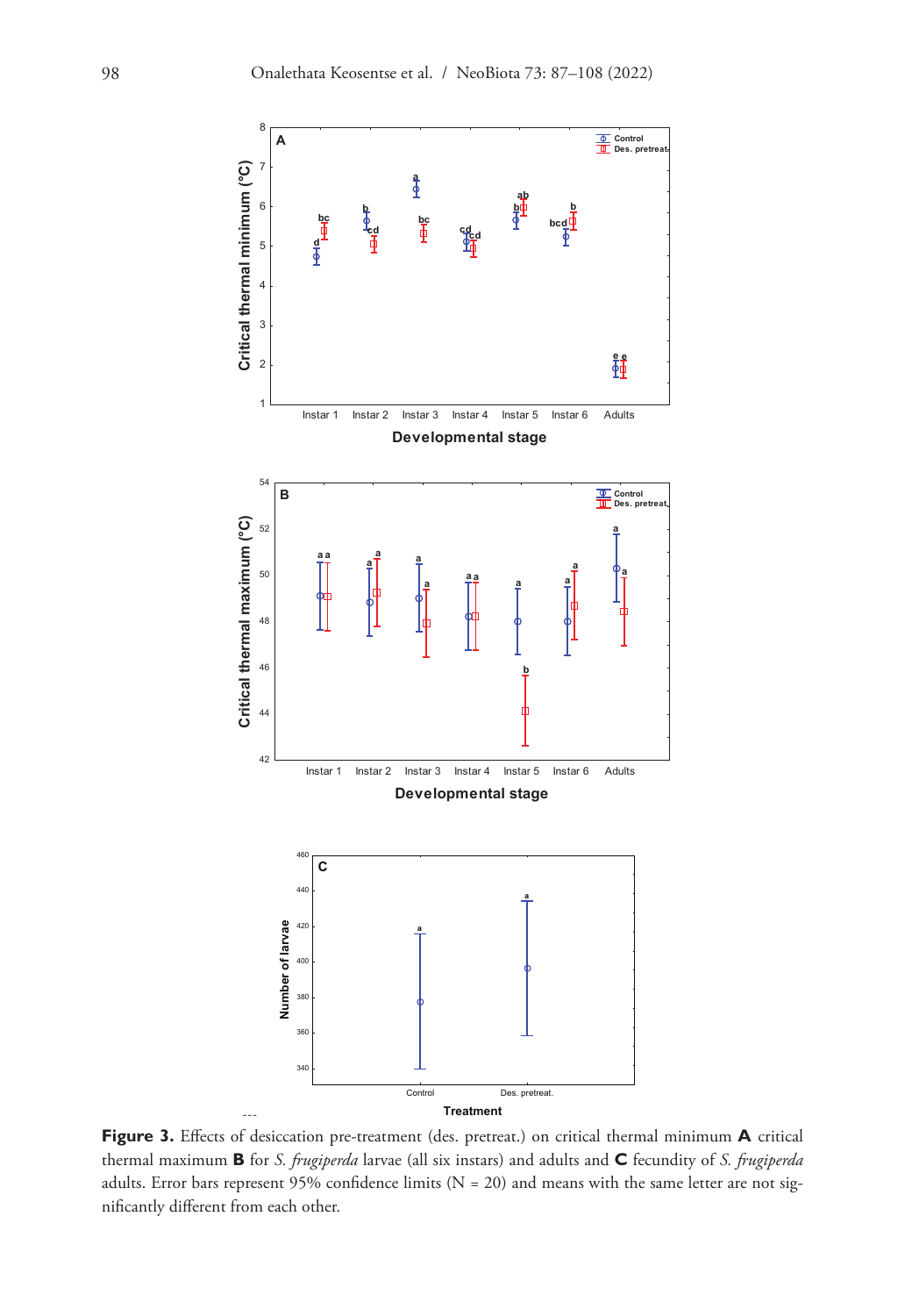**Figure 3.** Effects of desiccation pre-treatment (des. pretreat.) on critical thermal minimum **A** critical thermal maximum **B** for *S. frugiperda* larvae (all six instars) and adults and **C** fecundity of *S. frugiperda* adults. Error bars represent 95% confidence limits (N = 20) and means with the same letter are not significantly different from each other.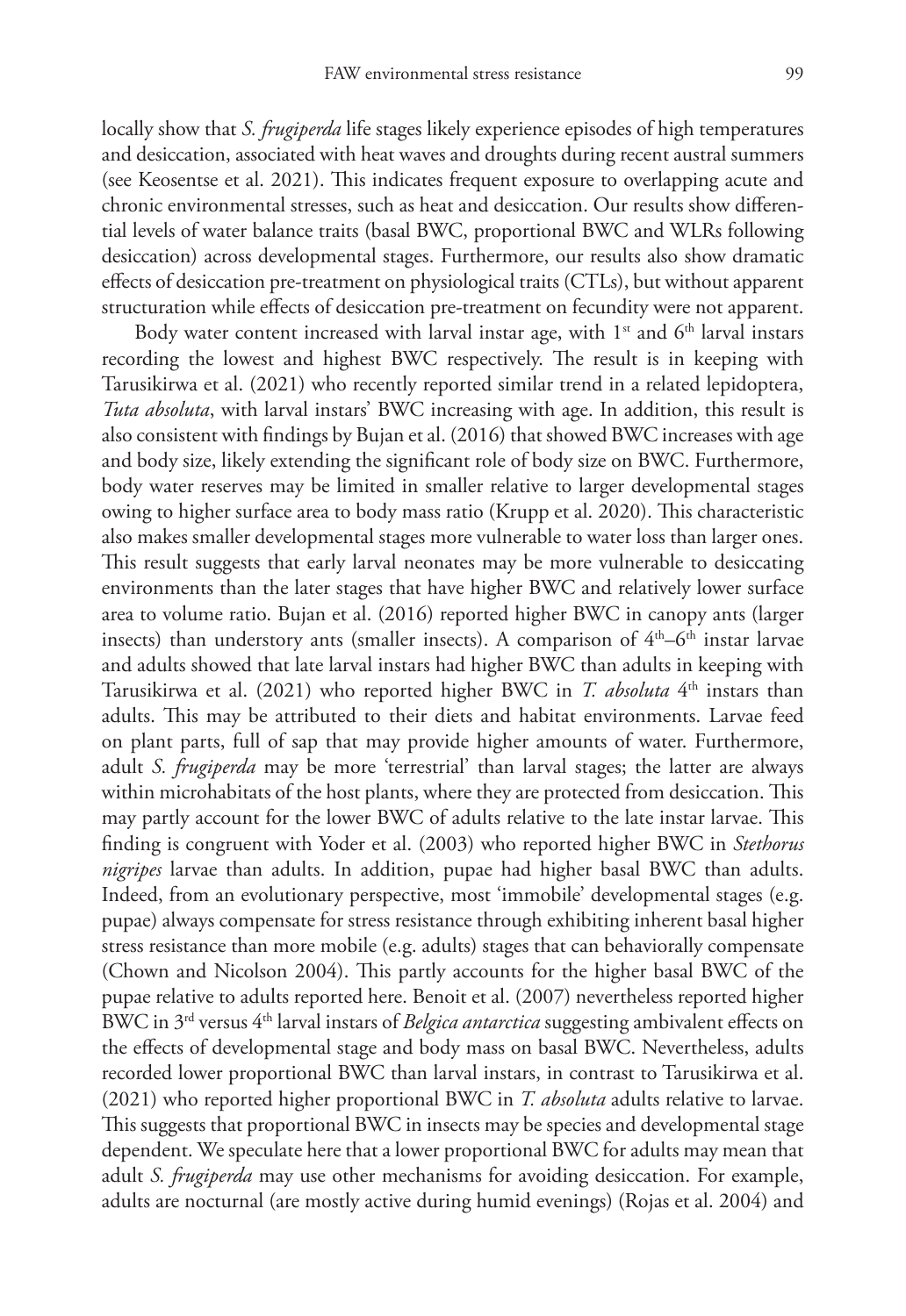locally show that *S. frugiperda* life stages likely experience episodes of high temperatures and desiccation, associated with heat waves and droughts during recent austral summers (see Keosentse et al. 2021). This indicates frequent exposure to overlapping acute and chronic environmental stresses, such as heat and desiccation. Our results show differential levels of water balance traits (basal BWC, proportional BWC and WLRs following desiccation) across developmental stages. Furthermore, our results also show dramatic effects of desiccation pre-treatment on physiological traits (CTLs), but without apparent structuration while effects of desiccation pre-treatment on fecundity were not apparent.

Body water content increased with larval instar age, with 1st and 6th larval instars recording the lowest and highest BWC respectively. The result is in keeping with Tarusikirwa et al. (2021) who recently reported similar trend in a related lepidoptera, *Tuta absoluta*, with larval instars' BWC increasing with age. In addition, this result is also consistent with findings by Bujan et al. (2016) that showed BWC increases with age and body size, likely extending the significant role of body size on BWC. Furthermore, body water reserves may be limited in smaller relative to larger developmental stages owing to higher surface area to body mass ratio (Krupp et al. 2020). This characteristic also makes smaller developmental stages more vulnerable to water loss than larger ones. This result suggests that early larval neonates may be more vulnerable to desiccating environments than the later stages that have higher BWC and relatively lower surface area to volume ratio. Bujan et al. (2016) reported higher BWC in canopy ants (larger insects) than understory ants (smaller insects). A comparison of 4th–6th instar larvae and adults showed that late larval instars had higher BWC than adults in keeping with Tarusikirwa et al. (2021) who reported higher BWC in *T. absoluta* 4th instars than adults. This may be attributed to their diets and habitat environments. Larvae feed on plant parts, full of sap that may provide higher amounts of water. Furthermore, adult *S. frugiperda* may be more 'terrestrial' than larval stages; the latter are always within microhabitats of the host plants, where they are protected from desiccation. This may partly account for the lower BWC of adults relative to the late instar larvae. This finding is congruent with Yoder et al. (2003) who reported higher BWC in *Stethorus nigripes* larvae than adults. In addition, pupae had higher basal BWC than adults. Indeed, from an evolutionary perspective, most 'immobile' developmental stages (e.g. pupae) always compensate for stress resistance through exhibiting inherent basal higher stress resistance than more mobile (e.g. adults) stages that can behaviorally compensate (Chown and Nicolson 2004). This partly accounts for the higher basal BWC of the pupae relative to adults reported here. Benoit et al. (2007) nevertheless reported higher BWC in 3rd versus 4th larval instars of *Belgica antarctica* suggesting ambivalent effects on the effects of developmental stage and body mass on basal BWC. Nevertheless, adults recorded lower proportional BWC than larval instars, in contrast to Tarusikirwa et al. (2021) who reported higher proportional BWC in *T. absoluta* adults relative to larvae. This suggests that proportional BWC in insects may be species and developmental stage dependent. We speculate here that a lower proportional BWC for adults may mean that adult *S. frugiperda* may use other mechanisms for avoiding desiccation. For example, adults are nocturnal (are mostly active during humid evenings) (Rojas et al. 2004) and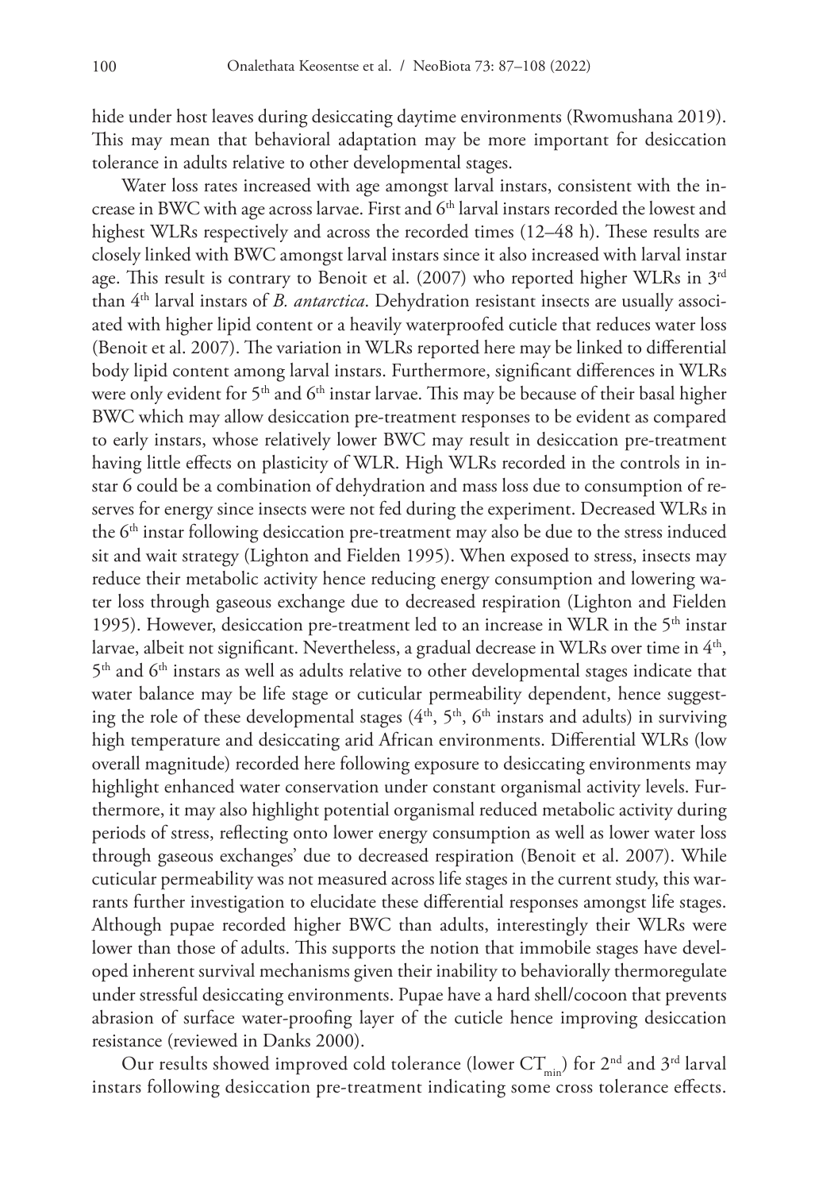hide under host leaves during desiccating daytime environments (Rwomushana 2019). This may mean that behavioral adaptation may be more important for desiccation tolerance in adults relative to other developmental stages.

Water loss rates increased with age amongst larval instars, consistent with the increase in BWC with age across larvae. First and 6th larval instars recorded the lowest and highest WLRs respectively and across the recorded times (12–48 h). These results are closely linked with BWC amongst larval instars since it also increased with larval instar age. This result is contrary to Benoit et al. (2007) who reported higher WLRs in 3rd than 4th larval instars of *B. antarctica*. Dehydration resistant insects are usually associated with higher lipid content or a heavily waterproofed cuticle that reduces water loss (Benoit et al. 2007). The variation in WLRs reported here may be linked to differential body lipid content among larval instars. Furthermore, significant differences in WLRs were only evident for 5th and 6th instar larvae. This may be because of their basal higher BWC which may allow desiccation pre-treatment responses to be evident as compared to early instars, whose relatively lower BWC may result in desiccation pre-treatment having little effects on plasticity of WLR. High WLRs recorded in the controls in instar 6 could be a combination of dehydration and mass loss due to consumption of reserves for energy since insects were not fed during the experiment. Decreased WLRs in the 6th instar following desiccation pre-treatment may also be due to the stress induced sit and wait strategy (Lighton and Fielden 1995). When exposed to stress, insects may reduce their metabolic activity hence reducing energy consumption and lowering water loss through gaseous exchange due to decreased respiration (Lighton and Fielden 1995). However, desiccation pre-treatment led to an increase in WLR in the 5th instar larvae, albeit not significant. Nevertheless, a gradual decrease in WLRs over time in 4th, 5th and 6th instars as well as adults relative to other developmental stages indicate that water balance may be life stage or cuticular permeability dependent, hence suggesting the role of these developmental stages (4th, 5th, 6th instars and adults) in surviving high temperature and desiccating arid African environments. Differential WLRs (low overall magnitude) recorded here following exposure to desiccating environments may highlight enhanced water conservation under constant organismal activity levels. Furthermore, it may also highlight potential organismal reduced metabolic activity during periods of stress, reflecting onto lower energy consumption as well as lower water loss through gaseous exchanges' due to decreased respiration (Benoit et al. 2007). While cuticular permeability was not measured across life stages in the current study, this warrants further investigation to elucidate these differential responses amongst life stages. Although pupae recorded higher BWC than adults, interestingly their WLRs were lower than those of adults. This supports the notion that immobile stages have developed inherent survival mechanisms given their inability to behaviorally thermoregulate under stressful desiccating environments. Pupae have a hard shell/cocoon that prevents abrasion of surface water-proofing layer of the cuticle hence improving desiccation resistance (reviewed in Danks 2000).

Our results showed improved cold tolerance (lower $CT_{min}$) for 2nd and 3rd larval instars following desiccation pre-treatment indicating some cross tolerance effects.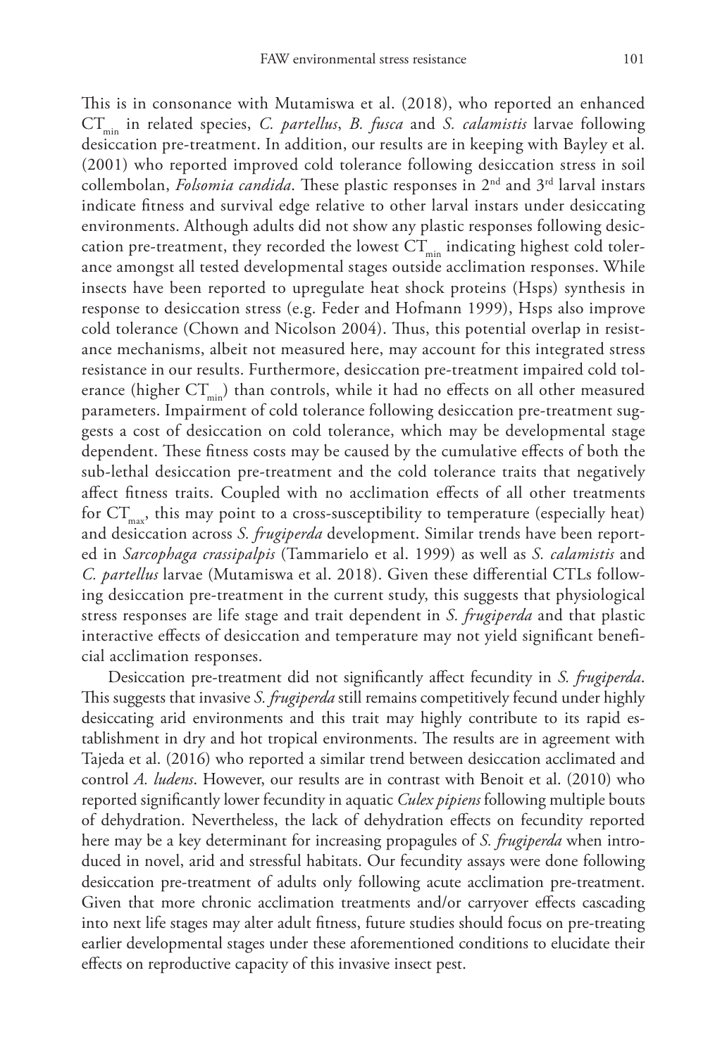This is in consonance with Mutamiswa et al. (2018), who reported an enhanced $CT_{min}$ in related species, *C. partellus*, *B. fusca* and *S. calamistis* larvae following desiccation pre-treatment. In addition, our results are in keeping with Bayley et al. (2001) who reported improved cold tolerance following desiccation stress in soil collembolan, *Folsomia candida*. These plastic responses in 2nd and 3rd larval instars indicate fitness and survival edge relative to other larval instars under desiccating environments. Although adults did not show any plastic responses following desiccation pre-treatment, they recorded the lowest $CT_{min}$ indicating highest cold tolerance amongst all tested developmental stages outside acclimation responses. While insects have been reported to upregulate heat shock proteins (Hsps) synthesis in response to desiccation stress (e.g. Feder and Hofmann 1999), Hsps also improve cold tolerance (Chown and Nicolson 2004). Thus, this potential overlap in resistance mechanisms, albeit not measured here, may account for this integrated stress resistance in our results. Furthermore, desiccation pre-treatment impaired cold tolerance (higher $CT_{min}$) than controls, while it had no effects on all other measured parameters. Impairment of cold tolerance following desiccation pre-treatment suggests a cost of desiccation on cold tolerance, which may be developmental stage dependent. These fitness costs may be caused by the cumulative effects of both the sub-lethal desiccation pre-treatment and the cold tolerance traits that negatively affect fitness traits. Coupled with no acclimation effects of all other treatments for $CT_{max}$, this may point to a cross-susceptibility to temperature (especially heat) and desiccation across *S. frugiperda* development. Similar trends have been reported in *Sarcophaga crassipalpis* (Tammarielo et al. 1999) as well as *S. calamistis* and *C. partellus* larvae (Mutamiswa et al. 2018). Given these differential CTLs following desiccation pre-treatment in the current study, this suggests that physiological stress responses are life stage and trait dependent in *S. frugiperda* and that plastic interactive effects of desiccation and temperature may not yield significant beneficial acclimation responses.

Desiccation pre-treatment did not significantly affect fecundity in *S. frugiperda*. This suggests that invasive *S. frugiperda* still remains competitively fecund under highly desiccating arid environments and this trait may highly contribute to its rapid establishment in dry and hot tropical environments. The results are in agreement with Tajeda et al. (2016) who reported a similar trend between desiccation acclimated and control *A. ludens*. However, our results are in contrast with Benoit et al. (2010) who reported significantly lower fecundity in aquatic *Culex pipiens* following multiple bouts of dehydration. Nevertheless, the lack of dehydration effects on fecundity reported here may be a key determinant for increasing propagules of *S. frugiperda* when introduced in novel, arid and stressful habitats. Our fecundity assays were done following desiccation pre-treatment of adults only following acute acclimation pre-treatment. Given that more chronic acclimation treatments and/or carryover effects cascading into next life stages may alter adult fitness, future studies should focus on pre-treating earlier developmental stages under these aforementioned conditions to elucidate their effects on reproductive capacity of this invasive insect pest.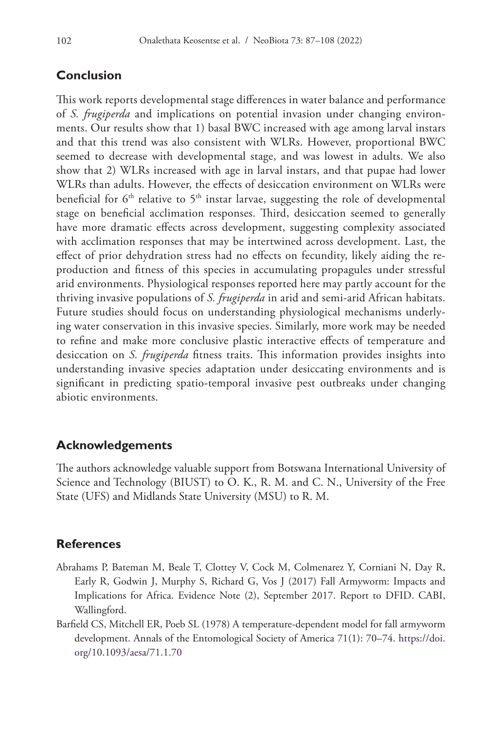## Conclusion

This work reports developmental stage differences in water balance and performance of *S. frugiperda* and implications on potential invasion under changing environments. Our results show that 1) basal BWC increased with age among larval instars and that this trend was also consistent with WLRs. However, proportional BWC seemed to decrease with developmental stage, and was lowest in adults. We also show that 2) WLRs increased with age in larval instars, and that pupae had lower WLRs than adults. However, the effects of desiccation environment on WLRs were beneficial for $6^{th}$ relative to $5^{th}$ instar larvae, suggesting the role of developmental stage on beneficial acclimation responses. Third, desiccation seemed to generally have more dramatic effects across development, suggesting complexity associated with acclimation responses that may be intertwined across development. Last, the effect of prior dehydration stress had no effects on fecundity, likely aiding the reproduction and fitness of this species in accumulating propagules under stressful arid environments. Physiological responses reported here may partly account for the thriving invasive populations of *S. frugiperda* in arid and semi-arid African habitats. Future studies should focus on understanding physiological mechanisms underlying water conservation in this invasive species. Similarly, more work may be needed to refine and make more conclusive plastic interactive effects of temperature and desiccation on *S. frugiperda* fitness traits. This information provides insights into understanding invasive species adaptation under desiccating environments and is significant in predicting spatio-temporal invasive pest outbreaks under changing abiotic environments.

## Acknowledgements

The authors acknowledge valuable support from Botswana International University of Science and Technology (BIUST) to O. K., R. M. and C. N., University of the Free State (UFS) and Midlands State University (MSU) to R. M.

## References

Abrahams P, Bateman M, Beale T, Clottey V, Cock M, Colmenarez Y, Corniani N, Day R, Early R, Godwin J, Murphy S, Richard G, Vos J (2017) Fall Armyworm: Impacts and Implications for Africa. Evidence Note (2), September 2017. Report to DFID. CABI, Wallingford.

Barfield CS, Mitchell ER, Poeb SL (1978) A temperature-dependent model for fall armyworm development. Annals of the Entomological Society of America 71(1): 70–74. https://doi.org/10.1093/aesa/71.1.70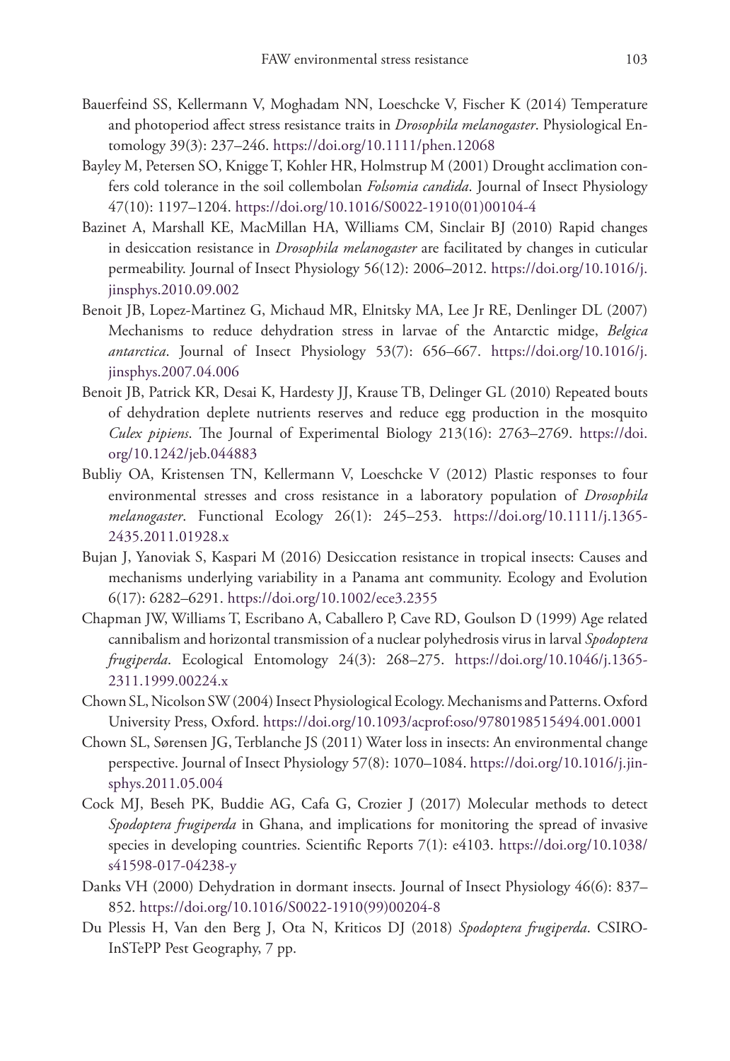Bauerfeind SS, Kellermann V, Moghadam NN, Loeschcke V, Fischer K (2014) Temperature and photoperiod affect stress resistance traits in *Drosophila melanogaster*. Physiological Entomology 39(3): 237–246. https://doi.org/10.1111/phen.12068

Bayley M, Petersen SO, Knigge T, Kohler HR, Holmstrup M (2001) Drought acclimation confers cold tolerance in the soil collembolan *Folsomia candida*. Journal of Insect Physiology 47(10): 1197–1204. https://doi.org/10.1016/S0022-1910(01)00104-4

Bazinet A, Marshall KE, MacMillan HA, Williams CM, Sinclair BJ (2010) Rapid changes in desiccation resistance in *Drosophila melanogaster* are facilitated by changes in cuticular permeability. Journal of Insect Physiology 56(12): 2006–2012. https://doi.org/10.1016/j.jinsphys.2010.09.002

Benoit JB, Lopez-Martinez G, Michaud MR, Elnitsky MA, Lee Jr RE, Denlinger DL (2007) Mechanisms to reduce dehydration stress in larvae of the Antarctic midge, *Belgica antarctica*. Journal of Insect Physiology 53(7): 656–667. https://doi.org/10.1016/j.jinsphys.2007.04.006

Benoit JB, Patrick KR, Desai K, Hardesty JJ, Krause TB, Delinger GL (2010) Repeated bouts of dehydration deplete nutrients reserves and reduce egg production in the mosquito *Culex pipiens*. The Journal of Experimental Biology 213(16): 2763–2769. https://doi.org/10.1242/jeb.044883

Bubliy OA, Kristensen TN, Kellermann V, Loeschcke V (2012) Plastic responses to four environmental stresses and cross resistance in a laboratory population of *Drosophila melanogaster*. Functional Ecology 26(1): 245–253. https://doi.org/10.1111/j.1365-2435.2011.01928.x

Bujan J, Yanoviak S, Kaspari M (2016) Desiccation resistance in tropical insects: Causes and mechanisms underlying variability in a Panama ant community. Ecology and Evolution 6(17): 6282–6291. https://doi.org/10.1002/ece3.2355

Chapman JW, Williams T, Escribano A, Caballero P, Cave RD, Goulson D (1999) Age related cannibalism and horizontal transmission of a nuclear polyhedrosis virus in larval *Spodoptera frugiperda*. Ecological Entomology 24(3): 268–275. https://doi.org/10.1046/j.1365-2311.1999.00224.x

Chown SL, Nicolson SW (2004) Insect Physiological Ecology. Mechanisms and Patterns. Oxford University Press, Oxford. https://doi.org/10.1093/acprof:oso/9780198515494.001.0001

Chown SL, Sørensen JG, Terblanche JS (2011) Water loss in insects: An environmental change perspective. Journal of Insect Physiology 57(8): 1070–1084. https://doi.org/10.1016/j.jinsphys.2011.05.004

Cock MJ, Beseh PK, Buddie AG, Cafa G, Crozier J (2017) Molecular methods to detect *Spodoptera frugiperda* in Ghana, and implications for monitoring the spread of invasive species in developing countries. Scientific Reports 7(1): e4103. https://doi.org/10.1038/s41598-017-04238-y

Danks VH (2000) Dehydration in dormant insects. Journal of Insect Physiology 46(6): 837–852. https://doi.org/10.1016/S0022-1910(99)00204-8

Du Plessis H, Van den Berg J, Ota N, Kriticos DJ (2018) *Spodoptera frugiperda*. CSIRO-InSTePP Pest Geography, 7 pp.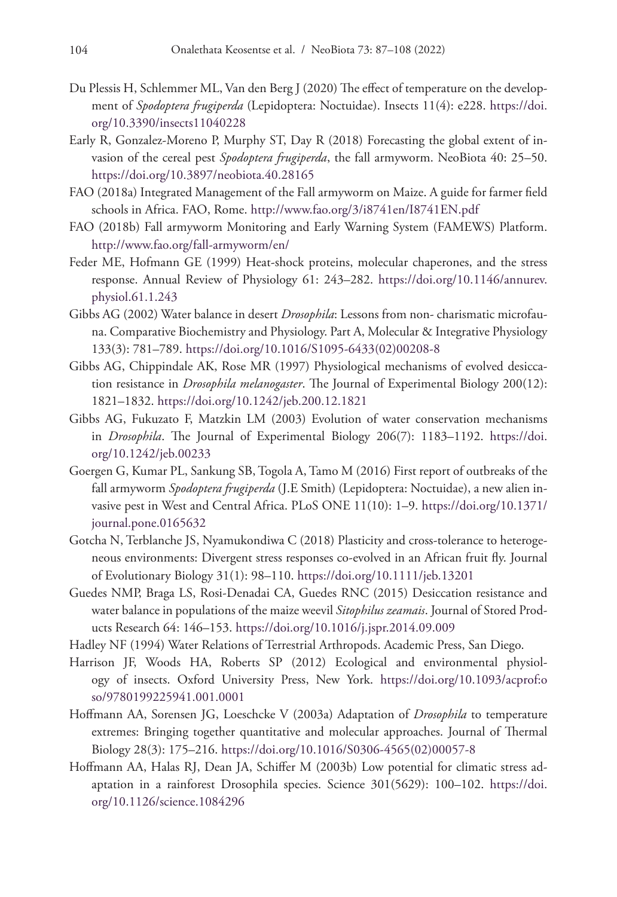Du Plessis H, Schlemmer ML, Van den Berg J (2020) The effect of temperature on the development of *Spodoptera frugiperda* (Lepidoptera: Noctuidae). Insects 11(4): e228. https://doi.org/10.3390/insects11040228

Early R, Gonzalez-Moreno P, Murphy ST, Day R (2018) Forecasting the global extent of invasion of the cereal pest *Spodoptera frugiperda*, the fall armyworm. NeoBiota 40: 25–50. https://doi.org/10.3897/neobiota.40.28165

FAO (2018a) Integrated Management of the Fall armyworm on Maize. A guide for farmer field schools in Africa. FAO, Rome. http://www.fao.org/3/i8741en/I8741EN.pdf

FAO (2018b) Fall armyworm Monitoring and Early Warning System (FAMEWS) Platform. http://www.fao.org/fall-armyworm/en/

Feder ME, Hofmann GE (1999) Heat-shock proteins, molecular chaperones, and the stress response. Annual Review of Physiology 61: 243–282. https://doi.org/10.1146/annurev.physiol.61.1.243

Gibbs AG (2002) Water balance in desert *Drosophila*: Lessons from non- charismatic microfauna. Comparative Biochemistry and Physiology. Part A, Molecular & Integrative Physiology 133(3): 781–789. https://doi.org/10.1016/S1095-6433(02)00208-8

Gibbs AG, Chippindale AK, Rose MR (1997) Physiological mechanisms of evolved desiccation resistance in *Drosophila melanogaster*. The Journal of Experimental Biology 200(12): 1821–1832. https://doi.org/10.1242/jeb.200.12.1821

Gibbs AG, Fukuzato F, Matzkin LM (2003) Evolution of water conservation mechanisms in *Drosophila*. The Journal of Experimental Biology 206(7): 1183–1192. https://doi.org/10.1242/jeb.00233

Goergen G, Kumar PL, Sankung SB, Togola A, Tamo M (2016) First report of outbreaks of the fall armyworm *Spodoptera frugiperda* (J.E Smith) (Lepidoptera: Noctuidae), a new alien invasive pest in West and Central Africa. PLoS ONE 11(10): 1–9. https://doi.org/10.1371/journal.pone.0165632

Gotcha N, Terblanche JS, Nyamukondiwa C (2018) Plasticity and cross-tolerance to heterogeneous environments: Divergent stress responses co-evolved in an African fruit fly. Journal of Evolutionary Biology 31(1): 98–110. https://doi.org/10.1111/jeb.13201

Guedes NMP, Braga LS, Rosi-Denadai CA, Guedes RNC (2015) Desiccation resistance and water balance in populations of the maize weevil *Sitophilus zeamais*. Journal of Stored Products Research 64: 146–153. https://doi.org/10.1016/j.jspr.2014.09.009

Hadley NF (1994) Water Relations of Terrestrial Arthropods. Academic Press, San Diego.

Harrison JF, Woods HA, Roberts SP (2012) Ecological and environmental physiology of insects. Oxford University Press, New York. https://doi.org/10.1093/acprof:oso/9780199225941.001.0001

Hoffmann AA, Sorensen JG, Loeschcke V (2003a) Adaptation of *Drosophila* to temperature extremes: Bringing together quantitative and molecular approaches. Journal of Thermal Biology 28(3): 175–216. https://doi.org/10.1016/S0306-4565(02)00057-8

Hoffmann AA, Halas RJ, Dean JA, Schiffer M (2003b) Low potential for climatic stress adaptation in a rainforest Drosophila species. Science 301(5629): 100–102. https://doi.org/10.1126/science.1084296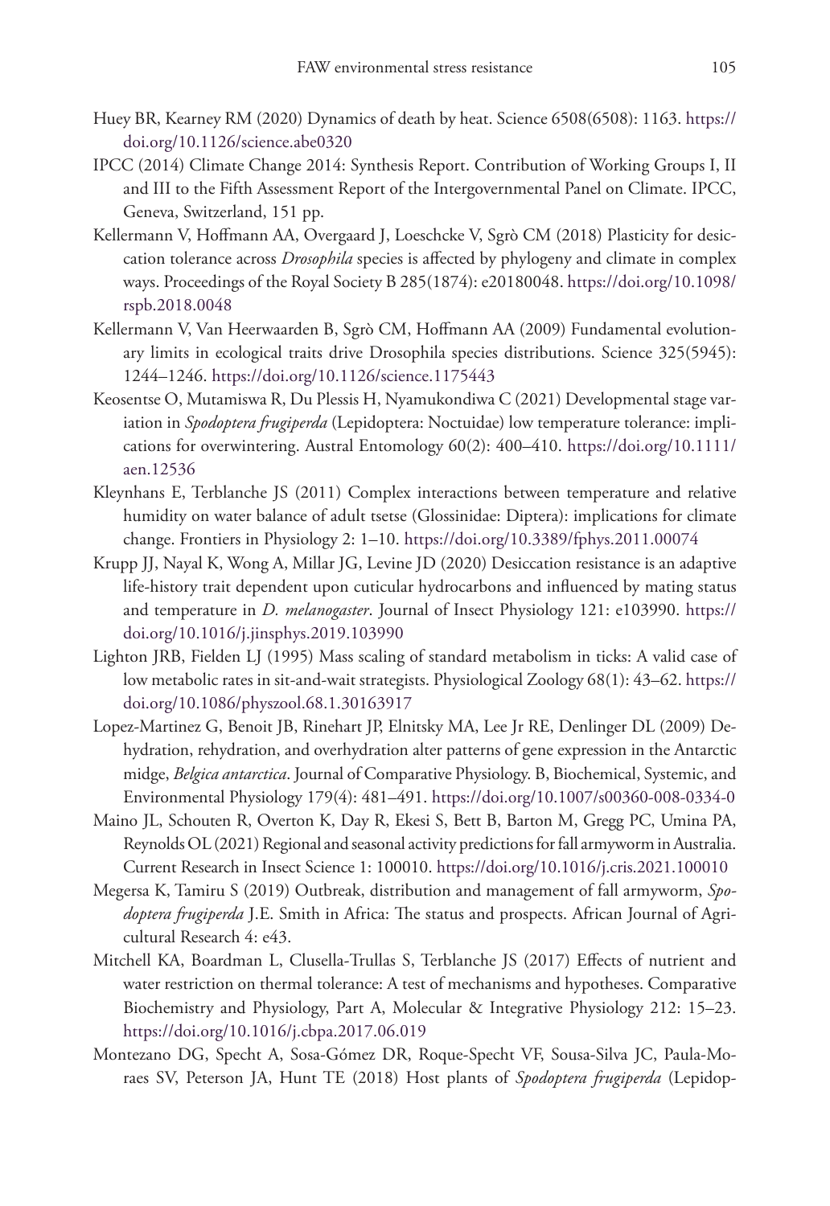Huey BR, Kearney RM (2020) Dynamics of death by heat. Science 6508(6508): 1163. https://doi.org/10.1126/science.abe0320

IPCC (2014) Climate Change 2014: Synthesis Report. Contribution of Working Groups I, II and III to the Fifth Assessment Report of the Intergovernmental Panel on Climate. IPCC, Geneva, Switzerland, 151 pp.

Kellermann V, Hoffmann AA, Overgaard J, Loeschcke V, Sgrò CM (2018) Plasticity for desiccation tolerance across *Drosophila* species is affected by phylogeny and climate in complex ways. Proceedings of the Royal Society B 285(1874): e20180048. https://doi.org/10.1098/rspb.2018.0048

Kellermann V, Van Heerwaarden B, Sgrò CM, Hoffmann AA (2009) Fundamental evolutionary limits in ecological traits drive Drosophila species distributions. Science 325(5945): 1244–1246. https://doi.org/10.1126/science.1175443

Keosentse O, Mutamiswa R, Du Plessis H, Nyamukondiwa C (2021) Developmental stage variation in *Spodoptera frugiperda* (Lepidoptera: Noctuidae) low temperature tolerance: implications for overwintering. Austral Entomology 60(2): 400–410. https://doi.org/10.1111/aen.12536

Kleynhans E, Terblanche JS (2011) Complex interactions between temperature and relative humidity on water balance of adult tsetse (Glossinidae: Diptera): implications for climate change. Frontiers in Physiology 2: 1–10. https://doi.org/10.3389/fphys.2011.00074

Krupp JJ, Nayal K, Wong A, Millar JG, Levine JD (2020) Desiccation resistance is an adaptive life-history trait dependent upon cuticular hydrocarbons and influenced by mating status and temperature in *D. melanogaster*. Journal of Insect Physiology 121: e103990. https://doi.org/10.1016/j.jinsphys.2019.103990

Lighton JRB, Fielden LJ (1995) Mass scaling of standard metabolism in ticks: A valid case of low metabolic rates in sit-and-wait strategists. Physiological Zoology 68(1): 43–62. https://doi.org/10.1086/physzool.68.1.30163917

Lopez-Martinez G, Benoit JB, Rinehart JP, Elnitsky MA, Lee Jr RE, Denlinger DL (2009) Dehydration, rehydration, and overhydration alter patterns of gene expression in the Antarctic midge, *Belgica antarctica*. Journal of Comparative Physiology. B, Biochemical, Systemic, and Environmental Physiology 179(4): 481–491. https://doi.org/10.1007/s00360-008-0334-0

Maino JL, Schouten R, Overton K, Day R, Ekesi S, Bett B, Barton M, Gregg PC, Umina PA, Reynolds OL (2021) Regional and seasonal activity predictions for fall armyworm in Australia. Current Research in Insect Science 1: 100010. https://doi.org/10.1016/j.cris.2021.100010

Megersa K, Tamiru S (2019) Outbreak, distribution and management of fall armyworm, *Spodoptera frugiperda* J.E. Smith in Africa: The status and prospects. African Journal of Agricultural Research 4: e43.

Mitchell KA, Boardman L, Clusella-Trullas S, Terblanche JS (2017) Effects of nutrient and water restriction on thermal tolerance: A test of mechanisms and hypotheses. Comparative Biochemistry and Physiology, Part A, Molecular & Integrative Physiology 212: 15–23. https://doi.org/10.1016/j.cbpa.2017.06.019

Montezano DG, Specht A, Sosa-Gómez DR, Roque-Specht VF, Sousa-Silva JC, Paula-Moraes SV, Peterson JA, Hunt TE (2018) Host plants of *Spodoptera frugiperda* (Lepidop-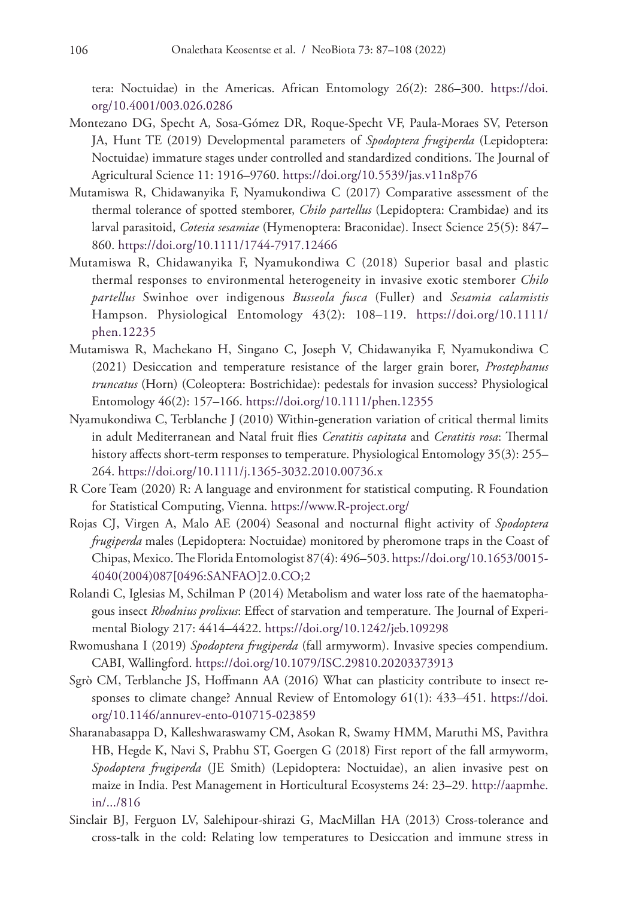tera: Noctuidae) in the Americas. African Entomology 26(2): 286–300. https://doi.org/10.4001/003.026.0286

Montezano DG, Specht A, Sosa-Gómez DR, Roque-Specht VF, Paula-Moraes SV, Peterson JA, Hunt TE (2019) Developmental parameters of *Spodoptera frugiperda* (Lepidoptera: Noctuidae) immature stages under controlled and standardized conditions. The Journal of Agricultural Science 11: 1916–9760. https://doi.org/10.5539/jas.v11n8p76

Mutamiswa R, Chidawanyika F, Nyamukondiwa C (2017) Comparative assessment of the thermal tolerance of spotted stemborer, *Chilo partellus* (Lepidoptera: Crambidae) and its larval parasitoid, *Cotesia sesamiae* (Hymenoptera: Braconidae). Insect Science 25(5): 847–860. https://doi.org/10.1111/1744-7917.12466

Mutamiswa R, Chidawanyika F, Nyamukondiwa C (2018) Superior basal and plastic thermal responses to environmental heterogeneity in invasive exotic stemborer *Chilo partellus* Swinhoe over indigenous *Busseola fusca* (Fuller) and *Sesamia calamistis* Hampson. Physiological Entomology 43(2): 108–119. https://doi.org/10.1111/phen.12235

Mutamiswa R, Machekano H, Singano C, Joseph V, Chidawanyika F, Nyamukondiwa C (2021) Desiccation and temperature resistance of the larger grain borer, *Prostephanus truncatus* (Horn) (Coleoptera: Bostrichidae): pedestals for invasion success? Physiological Entomology 46(2): 157–166. https://doi.org/10.1111/phen.12355

Nyamukondiwa C, Terblanche J (2010) Within-generation variation of critical thermal limits in adult Mediterranean and Natal fruit flies *Ceratitis capitata* and *Ceratitis rosa*: Thermal history affects short-term responses to temperature. Physiological Entomology 35(3): 255–264. https://doi.org/10.1111/j.1365-3032.2010.00736.x

R Core Team (2020) R: A language and environment for statistical computing. R Foundation for Statistical Computing, Vienna. https://www.R-project.org/

Rojas CJ, Virgen A, Malo AE (2004) Seasonal and nocturnal flight activity of *Spodoptera frugiperda* males (Lepidoptera: Noctuidae) monitored by pheromone traps in the Coast of Chipas, Mexico. The Florida Entomologist 87(4): 496–503. https://doi.org/10.1653/0015-4040(2004)087[0496:SANFAO]2.0.CO;2

Rolandi C, Iglesias M, Schilman P (2014) Metabolism and water loss rate of the haematophagous insect *Rhodnius prolixus*: Effect of starvation and temperature. The Journal of Experimental Biology 217: 4414–4422. https://doi.org/10.1242/jeb.109298

Rwomushana I (2019) *Spodoptera frugiperda* (fall armyworm). Invasive species compendium. CABI, Wallingford. https://doi.org/10.1079/ISC.29810.20203373913

Sgrò CM, Terblanche JS, Hoffmann AA (2016) What can plasticity contribute to insect responses to climate change? Annual Review of Entomology 61(1): 433–451. https://doi.org/10.1146/annurev-ento-010715-023859

Sharanabasappa D, Kalleshwaraswamy CM, Asokan R, Swamy HMM, Maruthi MS, Pavithra HB, Hegde K, Navi S, Prabhu ST, Goergen G (2018) First report of the fall armyworm, *Spodoptera frugiperda* (JE Smith) (Lepidoptera: Noctuidae), an alien invasive pest on maize in India. Pest Management in Horticultural Ecosystems 24: 23–29. http://aapmhe.in/.../816

Sinclair BJ, Ferguon LV, Salehipour-shirazi G, MacMillan HA (2013) Cross-tolerance and cross-talk in the cold: Relating low temperatures to Desiccation and immune stress in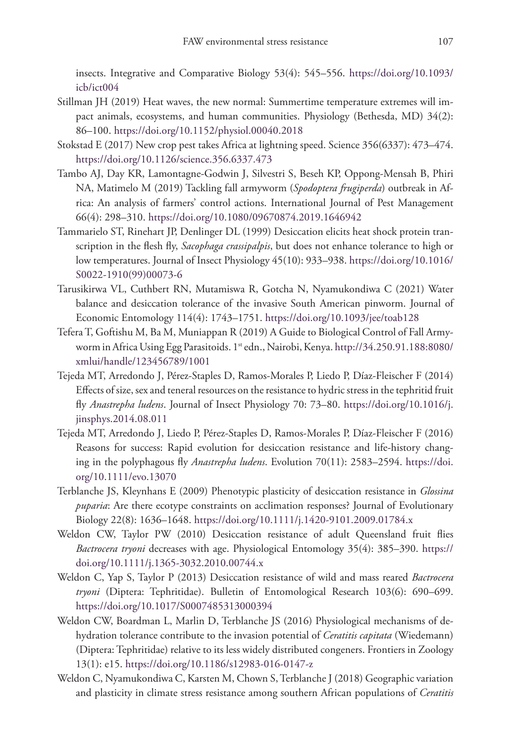insects. Integrative and Comparative Biology 53(4): 545–556. https://doi.org/10.1093/icb/ict004

Stillman JH (2019) Heat waves, the new normal: Summertime temperature extremes will impact animals, ecosystems, and human communities. Physiology (Bethesda, MD) 34(2): 86–100. https://doi.org/10.1152/physiol.00040.2018

Stokstad E (2017) New crop pest takes Africa at lightning speed. Science 356(6337): 473–474. https://doi.org/10.1126/science.356.6337.473

Tambo AJ, Day KR, Lamontagne-Godwin J, Silvestri S, Beseh KP, Oppong-Mensah B, Phiri NA, Matimelo M (2019) Tackling fall armyworm (*Spodoptera frugiperda*) outbreak in Africa: An analysis of farmers' control actions. International Journal of Pest Management 66(4): 298–310. https://doi.org/10.1080/09670874.2019.1646942

Tammarielo ST, Rinehart JP, Denlinger DL (1999) Desiccation elicits heat shock protein transcription in the flesh fly, *Sacophaga crassipalpis*, but does not enhance tolerance to high or low temperatures. Journal of Insect Physiology 45(10): 933–938. https://doi.org/10.1016/S0022-1910(99)00073-6

Tarusikirwa VL, Cuthbert RN, Mutamiswa R, Gotcha N, Nyamukondiwa C (2021) Water balance and desiccation tolerance of the invasive South American pinworm. Journal of Economic Entomology 114(4): 1743–1751. https://doi.org/10.1093/jee/toab128

Tefera T, Goftishu M, Ba M, Muniappan R (2019) A Guide to Biological Control of Fall Armyworm in Africa Using Egg Parasitoids. 1st edn., Nairobi, Kenya. http://34.250.91.188:8080/xmlui/handle/123456789/1001

Tejeda MT, Arredondo J, Pérez-Staples D, Ramos-Morales P, Liedo P, Díaz-Fleischer F (2014) Effects of size, sex and teneral resources on the resistance to hydric stress in the tephritid fruit fly *Anastrepha ludens*. Journal of Insect Physiology 70: 73–80. https://doi.org/10.1016/j.jinsphys.2014.08.011

Tejeda MT, Arredondo J, Liedo P, Pérez-Staples D, Ramos-Morales P, Díaz-Fleischer F (2016) Reasons for success: Rapid evolution for desiccation resistance and life-history changing in the polyphagous fly *Anastrepha ludens*. Evolution 70(11): 2583–2594. https://doi.org/10.1111/evo.13070

Terblanche JS, Kleynhans E (2009) Phenotypic plasticity of desiccation resistance in *Glossina puparia*: Are there ecotype constraints on acclimation responses? Journal of Evolutionary Biology 22(8): 1636–1648. https://doi.org/10.1111/j.1420-9101.2009.01784.x

Weldon CW, Taylor PW (2010) Desiccation resistance of adult Queensland fruit flies *Bactrocera tryoni* decreases with age. Physiological Entomology 35(4): 385–390. https://doi.org/10.1111/j.1365-3032.2010.00744.x

Weldon C, Yap S, Taylor P (2013) Desiccation resistance of wild and mass reared *Bactrocera tryoni* (Diptera: Tephritidae). Bulletin of Entomological Research 103(6): 690–699. https://doi.org/10.1017/S0007485313000394

Weldon CW, Boardman L, Marlin D, Terblanche JS (2016) Physiological mechanisms of dehydration tolerance contribute to the invasion potential of *Ceratitis capitata* (Wiedemann) (Diptera: Tephritidae) relative to its less widely distributed congeners. Frontiers in Zoology 13(1): e15. https://doi.org/10.1186/s12983-016-0147-z

Weldon C, Nyamukondiwa C, Karsten M, Chown S, Terblanche J (2018) Geographic variation and plasticity in climate stress resistance among southern African populations of *Ceratitis*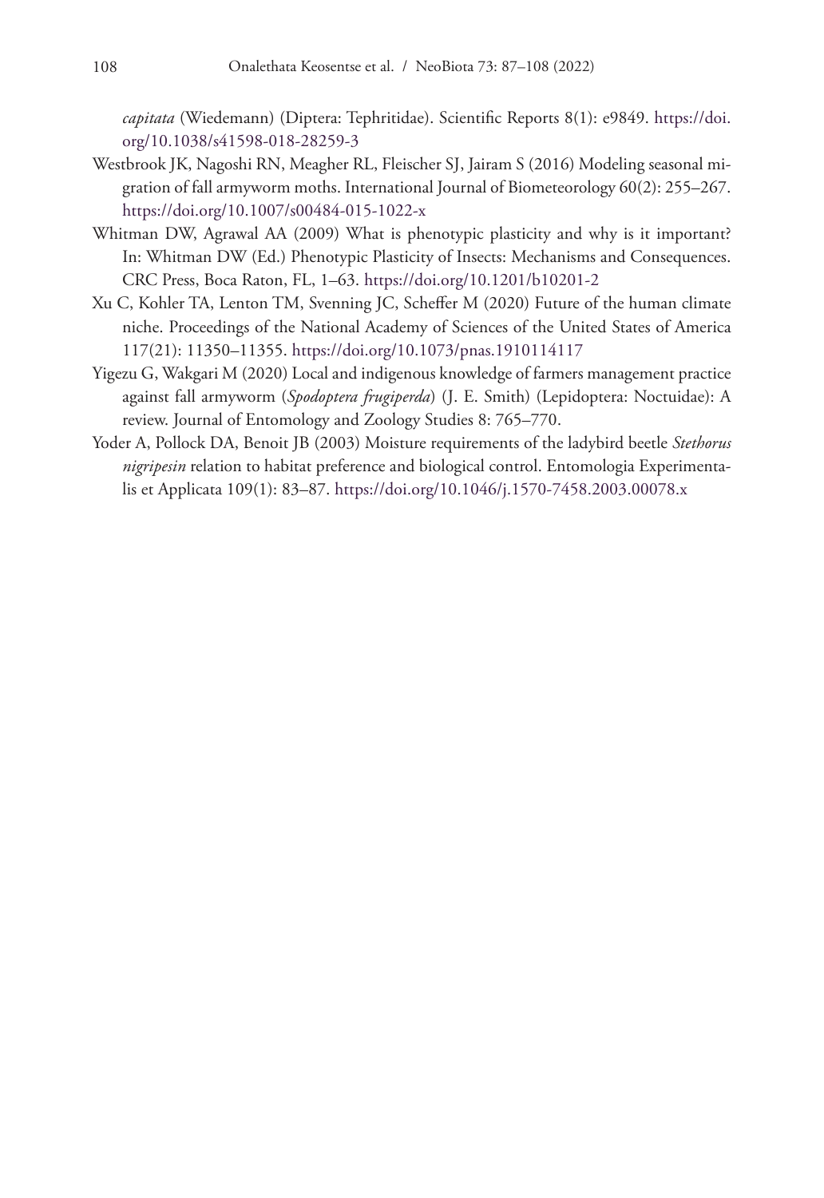*capitata* (Wiedemann) (Diptera: Tephritidae). Scientific Reports 8(1): e9849. https://doi.org/10.1038/s41598-018-28259-3

Westbrook JK, Nagoshi RN, Meagher RL, Fleischer SJ, Jairam S (2016) Modeling seasonal migration of fall armyworm moths. International Journal of Biometeorology 60(2): 255–267. https://doi.org/10.1007/s00484-015-1022-x

Whitman DW, Agrawal AA (2009) What is phenotypic plasticity and why is it important? In: Whitman DW (Ed.) Phenotypic Plasticity of Insects: Mechanisms and Consequences. CRC Press, Boca Raton, FL, 1–63. https://doi.org/10.1201/b10201-2

Xu C, Kohler TA, Lenton TM, Svenning JC, Scheffer M (2020) Future of the human climate niche. Proceedings of the National Academy of Sciences of the United States of America 117(21): 11350–11355. https://doi.org/10.1073/pnas.1910114117

Yigezu G, Wakgari M (2020) Local and indigenous knowledge of farmers management practice against fall armyworm (*Spodoptera frugiperda*) (J. E. Smith) (Lepidoptera: Noctuidae): A review. Journal of Entomology and Zoology Studies 8: 765–770.

Yoder A, Pollock DA, Benoit JB (2003) Moisture requirements of the ladybird beetle *Stethorus nigripesin* relation to habitat preference and biological control. Entomologia Experimentalis et Applicata 109(1): 83–87. https://doi.org/10.1046/j.1570-7458.2003.00078.x